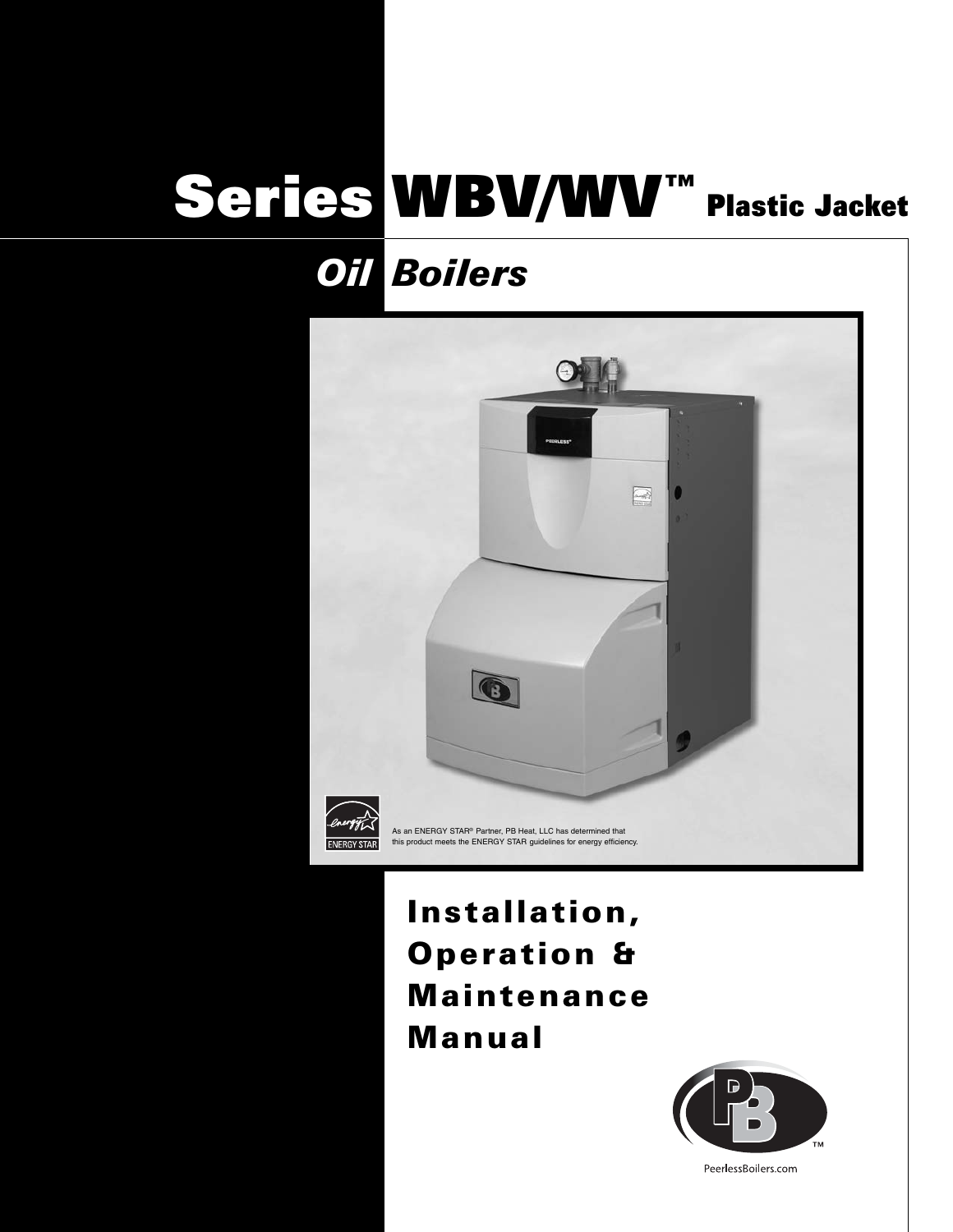# Series WBV/WV™ Plastic Jacket

## Oil Boilers

As an ENERGY STAR® Partner, PB Heat, LLC has determined that this product meets the ENERGY STAR guidelines for energy efficiency.

## Installation, Operation & Maintenance Manual

PeerlessBoilers.com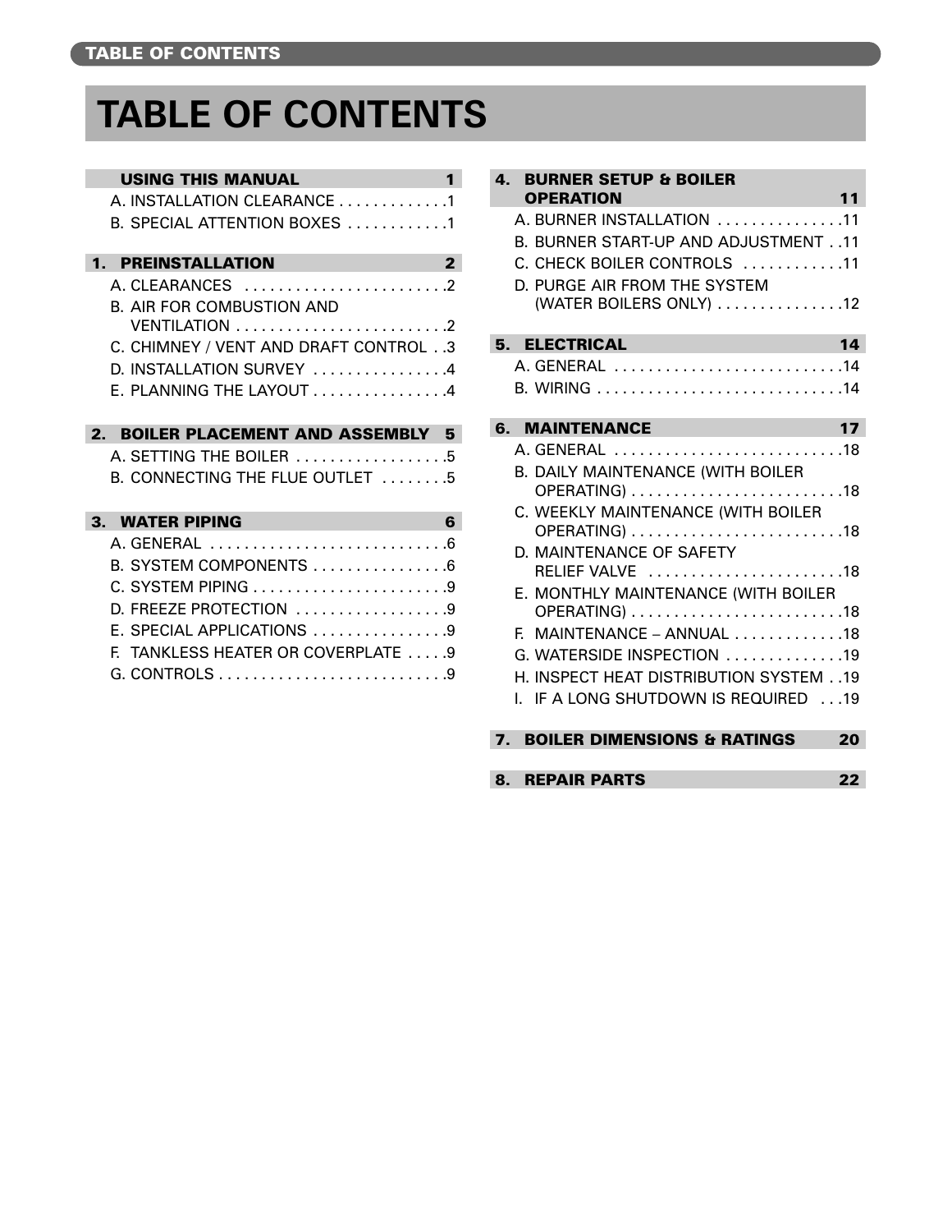# TABLE OF CONTENTS

**USING THIS MANUAL** 1

- A. INSTALLATION CLEARANCE . . . . . . . . . . . . .1
- B. SPECIAL ATTENTION BOXES . . . . . . . . . . . .1

**1. PREINSTALLATION** 2

- A. CLEARANCES . . . . . . . . . . . . . . . . . . . . . . . .2
- B. AIR FOR COMBUSTION AND VENTILATION . . . . . . . . . . . . . . . . . . . . . . . . .2
- C. CHIMNEY / VENT AND DRAFT CONTROL . .3
- D. INSTALLATION SURVEY . . . . . . . . . . . . . . . .4
- E. PLANNING THE LAYOUT . . . . . . . . . . . . . . . .4

**2. BOILER PLACEMENT AND ASSEMBLY** 5

- A. SETTING THE BOILER . . . . . . . . . . . . . . . . . .5
- B. CONNECTING THE FLUE OUTLET . . . . . . . .5

**3. WATER PIPING** 6

- A. GENERAL . . . . . . . . . . . . . . . . . . . . . . . . . . .6
- B. SYSTEM COMPONENTS . . . . . . . . . . . . . . . .6
- C. SYSTEM PIPING . . . . . . . . . . . . . . . . . . . . . . .9
- D. FREEZE PROTECTION . . . . . . . . . . . . . . . . . .9
- E. SPECIAL APPLICATIONS . . . . . . . . . . . . . . . .9
- F. TANKLESS HEATER OR COVERPLATE . . . . .9
- G. CONTROLS . . . . . . . . . . . . . . . . . . . . . . . . . . .9

**4. BURNER SETUP & BOILER OPERATION** 11

- A. BURNER INSTALLATION . . . . . . . . . . . . . . .11
- B. BURNER START-UP AND ADJUSTMENT . .11
- C. CHECK BOILER CONTROLS . . . . . . . . . . . .11
- D. PURGE AIR FROM THE SYSTEM (WATER BOILERS ONLY) . . . . . . . . . . . . . . .12

**5. ELECTRICAL** 14

- A. GENERAL . . . . . . . . . . . . . . . . . . . . . . . . . . .14
- B. WIRING . . . . . . . . . . . . . . . . . . . . . . . . . . . . .14

**6. MAINTENANCE** 17

- A. GENERAL . . . . . . . . . . . . . . . . . . . . . . . . . . .18
- B. DAILY MAINTENANCE (WITH BOILER OPERATING) . . . . . . . . . . . . . . . . . . . . . . . . .18
- C. WEEKLY MAINTENANCE (WITH BOILER OPERATING) . . . . . . . . . . . . . . . . . . . . . . . . .18
- D. MAINTENANCE OF SAFETY RELIEF VALVE . . . . . . . . . . . . . . . . . . . . . . .18
- E. MONTHLY MAINTENANCE (WITH BOILER OPERATING) . . . . . . . . . . . . . . . . . . . . . . . . .18
- F. MAINTENANCE – ANNUAL . . . . . . . . . . . . .18
- G. WATERSIDE INSPECTION . . . . . . . . . . . . . .19
- H. INSPECT HEAT DISTRIBUTION SYSTEM . .19
- I. IF A LONG SHUTDOWN IS REQUIRED . . .19

**7. BOILER DIMENSIONS & RATINGS** 20

**8. REPAIR PARTS** 22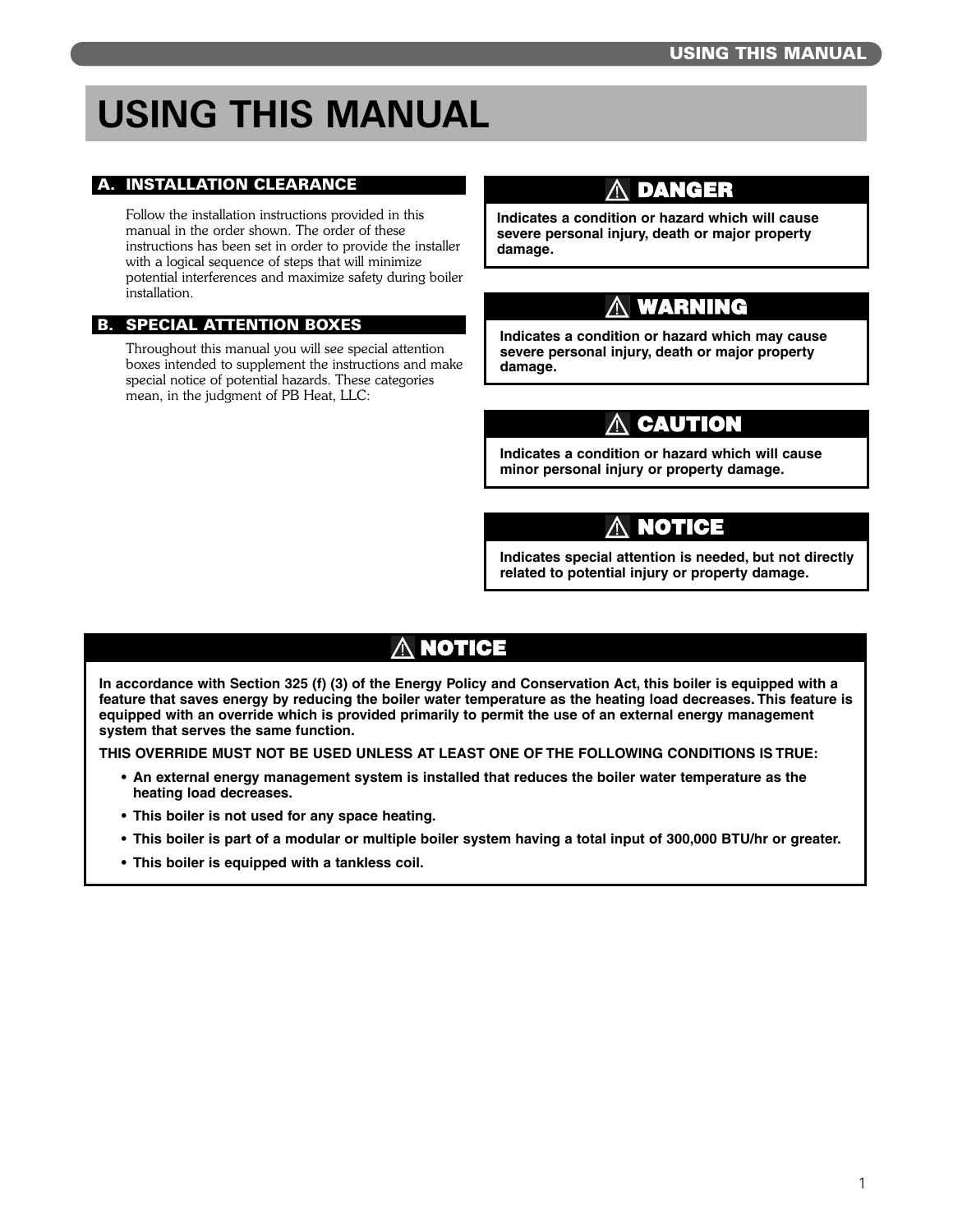# USING THIS MANUAL

## A. INSTALLATION CLEARANCE

Follow the installation instructions provided in this manual in the order shown. The order of these instructions has been set in order to provide the installer with a logical sequence of steps that will minimize potential interferences and maximize safety during boiler installation.

## B. SPECIAL ATTENTION BOXES

Throughout this manual you will see special attention boxes intended to supplement the instructions and make special notice of potential hazards. These categories mean, in the judgment of PB Heat, LLC:

> ⚠ **DANGER**
>
> **Indicates a condition or hazard which will cause severe personal injury, death or major property damage.**

> ⚠ **WARNING**
>
> **Indicates a condition or hazard which may cause severe personal injury, death or major property damage.**

> ⚠ **CAUTION**
>
> **Indicates a condition or hazard which will cause minor personal injury or property damage.**

> ⚠ **NOTICE**
>
> **Indicates special attention is needed, but not directly related to potential injury or property damage.**

> ⚠ **NOTICE**
>
> **In accordance with Section 325 (f) (3) of the Energy Policy and Conservation Act, this boiler is equipped with a feature that saves energy by reducing the boiler water temperature as the heating load decreases. This feature is equipped with an override which is provided primarily to permit the use of an external energy management system that serves the same function.**
>
> **THIS OVERRIDE MUST NOT BE USED UNLESS AT LEAST ONE OF THE FOLLOWING CONDITIONS IS TRUE:**
>
> - **An external energy management system is installed that reduces the boiler water temperature as the heating load decreases.**
> - **This boiler is not used for any space heating.**
> - **This boiler is part of a modular or multiple boiler system having a total input of 300,000 BTU/hr or greater.**
> - **This boiler is equipped with a tankless coil.**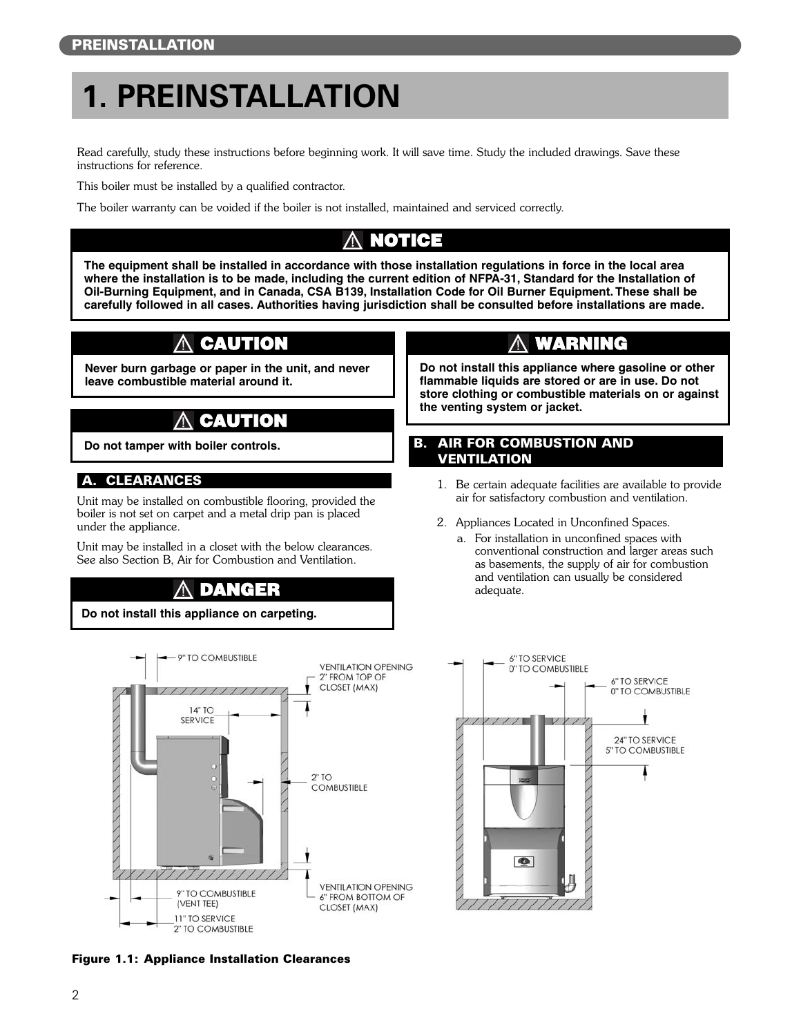# 1. PREINSTALLATION

Read carefully, study these instructions before beginning work. It will save time. Study the included drawings. Save these instructions for reference.

This boiler must be installed by a qualified contractor.

The boiler warranty can be voided if the boiler is not installed, maintained and serviced correctly.

> **⚠ NOTICE**
>
> **The equipment shall be installed in accordance with those installation regulations in force in the local area where the installation is to be made, including the current edition of NFPA-31, Standard for the Installation of Oil-Burning Equipment, and in Canada, CSA B139, Installation Code for Oil Burner Equipment. These shall be carefully followed in all cases. Authorities having jurisdiction shall be consulted before installations are made.**

> **⚠ CAUTION**
>
> **Never burn garbage or paper in the unit, and never leave combustible material around it.**

> **⚠ CAUTION**
>
> **Do not tamper with boiler controls.**

## A. CLEARANCES

Unit may be installed on combustible flooring, provided the boiler is not set on carpet and a metal drip pan is placed under the appliance.

Unit may be installed in a closet with the below clearances. See also Section B, Air for Combustion and Ventilation.

> **⚠ DANGER**
>
> **Do not install this appliance on carpeting.**

> **⚠ WARNING**
>
> **Do not install this appliance where gasoline or other flammable liquids are stored or are in use. Do not store clothing or combustible materials on or against the venting system or jacket.**

## B. AIR FOR COMBUSTION AND VENTILATION

1. Be certain adequate facilities are available to provide air for satisfactory combustion and ventilation.
2. Appliances Located in Unconfined Spaces.
   a. For installation in unconfined spaces with conventional construction and larger areas such as basements, the supply of air for combustion and ventilation can usually be considered adequate.

9" TO COMBUSTIBLE
VENTILATION OPENING 2" FROM TOP OF CLOSET (MAX)
14" TO SERVICE
2" TO COMBUSTIBLE
9" TO COMBUSTIBLE (VENT TEE)
VENTILATION OPENING 6" FROM BOTTOM OF CLOSET (MAX)
11" TO SERVICE
2" TO COMBUSTIBLE
6" TO SERVICE
0" TO COMBUSTIBLE
6" TO SERVICE
0" TO COMBUSTIBLE
24" TO SERVICE
5" TO COMBUSTIBLE

**Figure 1.1: Appliance Installation Clearances**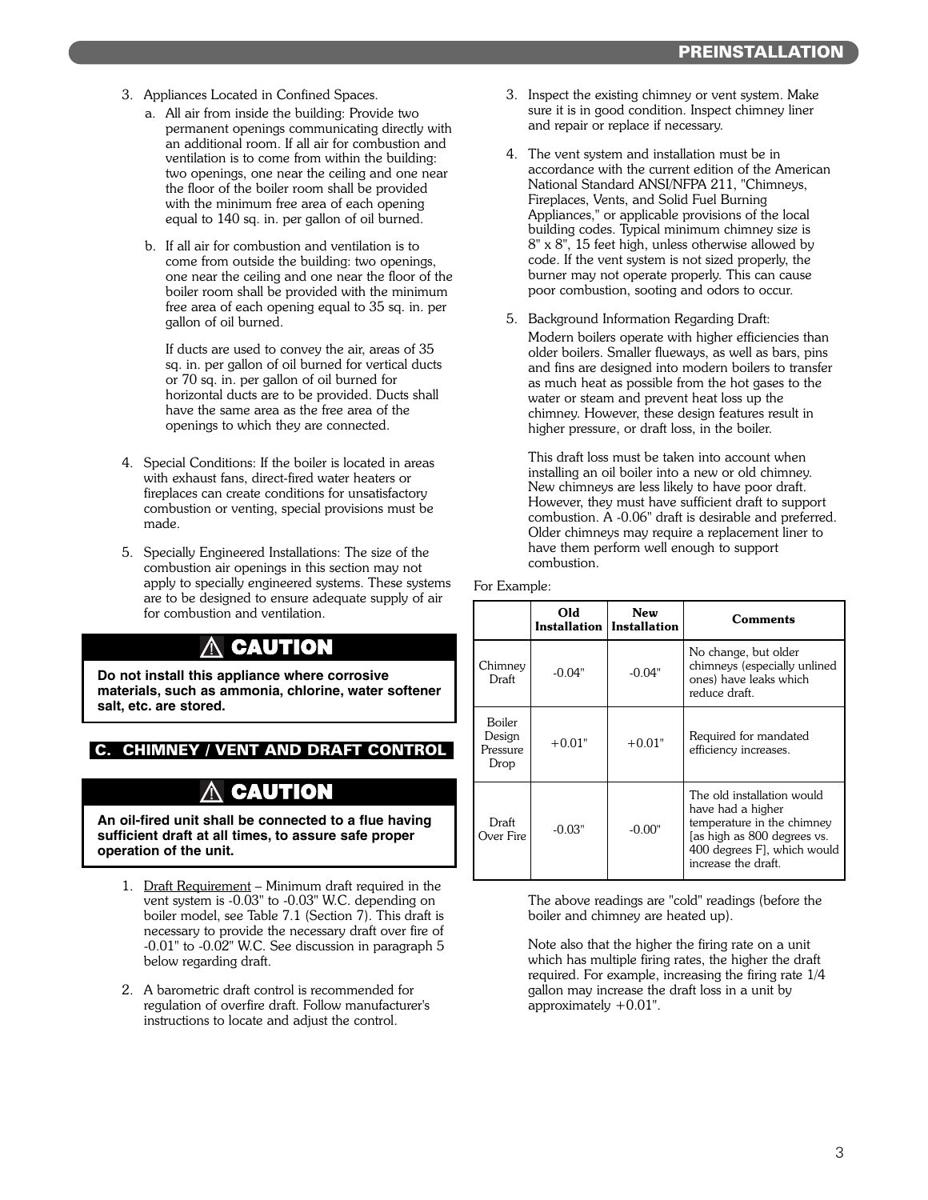3. Appliances Located in Confined Spaces.
   a. All air from inside the building: Provide two permanent openings communicating directly with an additional room. If all air for combustion and ventilation is to come from within the building: two openings, one near the ceiling and one near the floor of the boiler room shall be provided with the minimum free area of each opening equal to 140 sq. in. per gallon of oil burned.
   b. If all air for combustion and ventilation is to come from outside the building: two openings, one near the ceiling and one near the floor of the boiler room shall be provided with the minimum free area of each opening equal to 35 sq. in. per gallon of oil burned.

      If ducts are used to convey the air, areas of 35 sq. in. per gallon of oil burned for vertical ducts or 70 sq. in. per gallon of oil burned for horizontal ducts are to be provided. Ducts shall have the same area as the free area of the openings to which they are connected.

4. Special Conditions: If the boiler is located in areas with exhaust fans, direct-fired water heaters or fireplaces can create conditions for unsatisfactory combustion or venting, special provisions must be made.

5. Specially Engineered Installations: The size of the combustion air openings in this section may not apply to specially engineered systems. These systems are to be designed to ensure adequate supply of air for combustion and ventilation.

**⚠ CAUTION**

**Do not install this appliance where corrosive materials, such as ammonia, chlorine, water softener salt, etc. are stored.**

## C. CHIMNEY / VENT AND DRAFT CONTROL

**⚠ CAUTION**

**An oil-fired unit shall be connected to a flue having sufficient draft at all times, to assure safe proper operation of the unit.**

1. Draft Requirement – Minimum draft required in the vent system is -0.03" to -0.03" W.C. depending on boiler model, see Table 7.1 (Section 7). This draft is necessary to provide the necessary draft over fire of -0.01" to -0.02" W.C. See discussion in paragraph 5 below regarding draft.

2. A barometric draft control is recommended for regulation of overfire draft. Follow manufacturer's instructions to locate and adjust the control.

3. Inspect the existing chimney or vent system. Make sure it is in good condition. Inspect chimney liner and repair or replace if necessary.

4. The vent system and installation must be in accordance with the current edition of the American National Standard ANSI/NFPA 211, "Chimneys, Fireplaces, Vents, and Solid Fuel Burning Appliances," or applicable provisions of the local building codes. Typical minimum chimney size is 8" x 8", 15 feet high, unless otherwise allowed by code. If the vent system is not sized properly, the burner may not operate properly. This can cause poor combustion, sooting and odors to occur.

5. Background Information Regarding Draft:

   Modern boilers operate with higher efficiencies than older boilers. Smaller flueways, as well as bars, pins and fins are designed into modern boilers to transfer as much heat as possible from the hot gases to the water or steam and prevent heat loss up the chimney. However, these design features result in higher pressure, or draft loss, in the boiler.

   This draft loss must be taken into account when installing an oil boiler into a new or old chimney. New chimneys are less likely to have poor draft. However, they must have sufficient draft to support combustion. A -0.06" draft is desirable and preferred. Older chimneys may require a replacement liner to have them perform well enough to support combustion.

For Example:

| | Old Installation | New Installation | Comments |
|---|---|---|---|
| Chimney Draft | -0.04" | -0.04" | No change, but older chimneys (especially unlined ones) have leaks which reduce draft. |
| Boiler Design Pressure Drop | +0.01" | +0.01" | Required for mandated efficiency increases. |
| Draft Over Fire | -0.03" | -0.00" | The old installation would have had a higher temperature in the chimney [as high as 800 degrees vs. 400 degrees F], which would increase the draft. |

The above readings are "cold" readings (before the boiler and chimney are heated up).

Note also that the higher the firing rate on a unit which has multiple firing rates, the higher the draft required. For example, increasing the firing rate 1/4 gallon may increase the draft loss in a unit by approximately +0.01".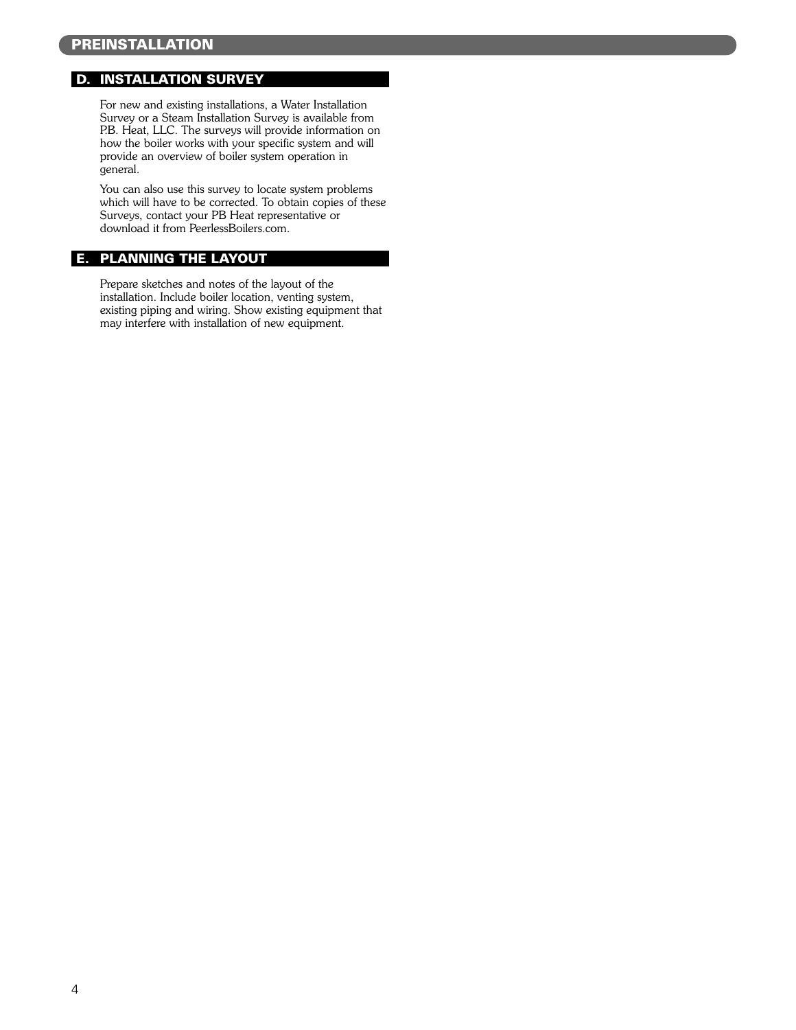# PREINSTALLATION

## D. INSTALLATION SURVEY

For new and existing installations, a Water Installation Survey or a Steam Installation Survey is available from P.B. Heat, LLC. The surveys will provide information on how the boiler works with your specific system and will provide an overview of boiler system operation in general.

You can also use this survey to locate system problems which will have to be corrected. To obtain copies of these Surveys, contact your PB Heat representative or download it from PeerlessBoilers.com.

## E. PLANNING THE LAYOUT

Prepare sketches and notes of the layout of the installation. Include boiler location, venting system, existing piping and wiring. Show existing equipment that may interfere with installation of new equipment.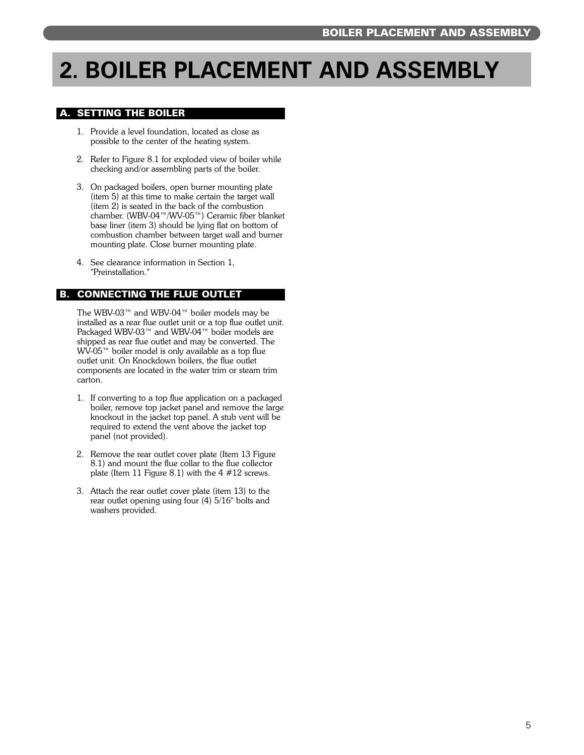# 2. BOILER PLACEMENT AND ASSEMBLY

## A. SETTING THE BOILER

1. Provide a level foundation, located as close as possible to the center of the heating system.

2. Refer to Figure 8.1 for exploded view of boiler while checking and/or assembling parts of the boiler.

3. On packaged boilers, open burner mounting plate (item 5) at this time to make certain the target wall (item 2) is seated in the back of the combustion chamber. (WBV-04™/WV-05™) Ceramic fiber blanket base liner (item 3) should be lying flat on bottom of combustion chamber between target wall and burner mounting plate. Close burner mounting plate.

4. See clearance information in Section 1, "Preinstallation."

## B. CONNECTING THE FLUE OUTLET

The WBV-03™ and WBV-04™ boiler models may be installed as a rear flue outlet unit or a top flue outlet unit. Packaged WBV-03™ and WBV-04™ boiler models are shipped as rear flue outlet and may be converted. The WV-05™ boiler model is only available as a top flue outlet unit. On Knockdown boilers, the flue outlet components are located in the water trim or steam trim carton.

1. If converting to a top flue application on a packaged boiler, remove top jacket panel and remove the large knockout in the jacket top panel. A stub vent will be required to extend the vent above the jacket top panel (not provided).

2. Remove the rear outlet cover plate (Item 13 Figure 8.1) and mount the flue collar to the flue collector plate (Item 11 Figure 8.1) with the 4 #12 screws.

3. Attach the rear outlet cover plate (item 13) to the rear outlet opening using four (4) 5/16" bolts and washers provided.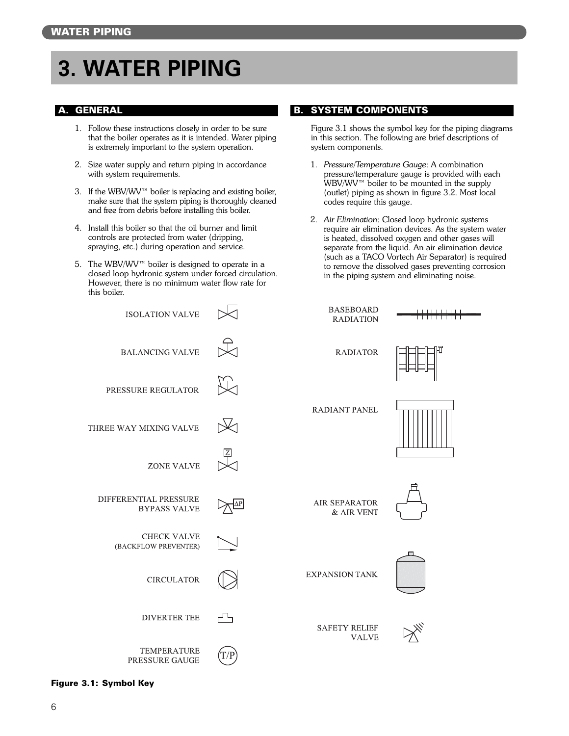# 3. WATER PIPING

## A. GENERAL

1. Follow these instructions closely in order to be sure that the boiler operates as it is intended. Water piping is extremely important to the system operation.
2. Size water supply and return piping in accordance with system requirements.
3. If the WBV/WV™ boiler is replacing and existing boiler, make sure that the system piping is thoroughly cleaned and free from debris before installing this boiler.
4. Install this boiler so that the oil burner and limit controls are protected from water (dripping, spraying, etc.) during operation and service.
5. The WBV/WV™ boiler is designed to operate in a closed loop hydronic system under forced circulation. However, there is no minimum water flow rate for this boiler.

## B. SYSTEM COMPONENTS

Figure 3.1 shows the symbol key for the piping diagrams in this section. The following are brief descriptions of system components.

1. *Pressure/Temperature Gauge*: A combination pressure/temperature gauge is provided with each WBV/WV™ boiler to be mounted in the supply (outlet) piping as shown in figure 3.2. Most local codes require this gauge.
2. *Air Elimination*: Closed loop hydronic systems require air elimination devices. As the system water is heated, dissolved oxygen and other gases will separate from the liquid. An air elimination device (such as a TACO Vortech Air Separator) is required to remove the dissolved gases preventing corrosion in the piping system and eliminating noise.

ISOLATION VALVE

BALANCING VALVE

PRESSURE REGULATOR

THREE WAY MIXING VALVE

ZONE VALVE

DIFFERENTIAL PRESSURE BYPASS VALVE

CHECK VALVE (BACKFLOW PREVENTER)

CIRCULATOR

DIVERTER TEE

TEMPERATURE PRESSURE GAUGE

BASEBOARD RADIATION

RADIATOR

RADIANT PANEL

AIR SEPARATOR & AIR VENT

EXPANSION TANK

SAFETY RELIEF VALVE

**Figure 3.1: Symbol Key**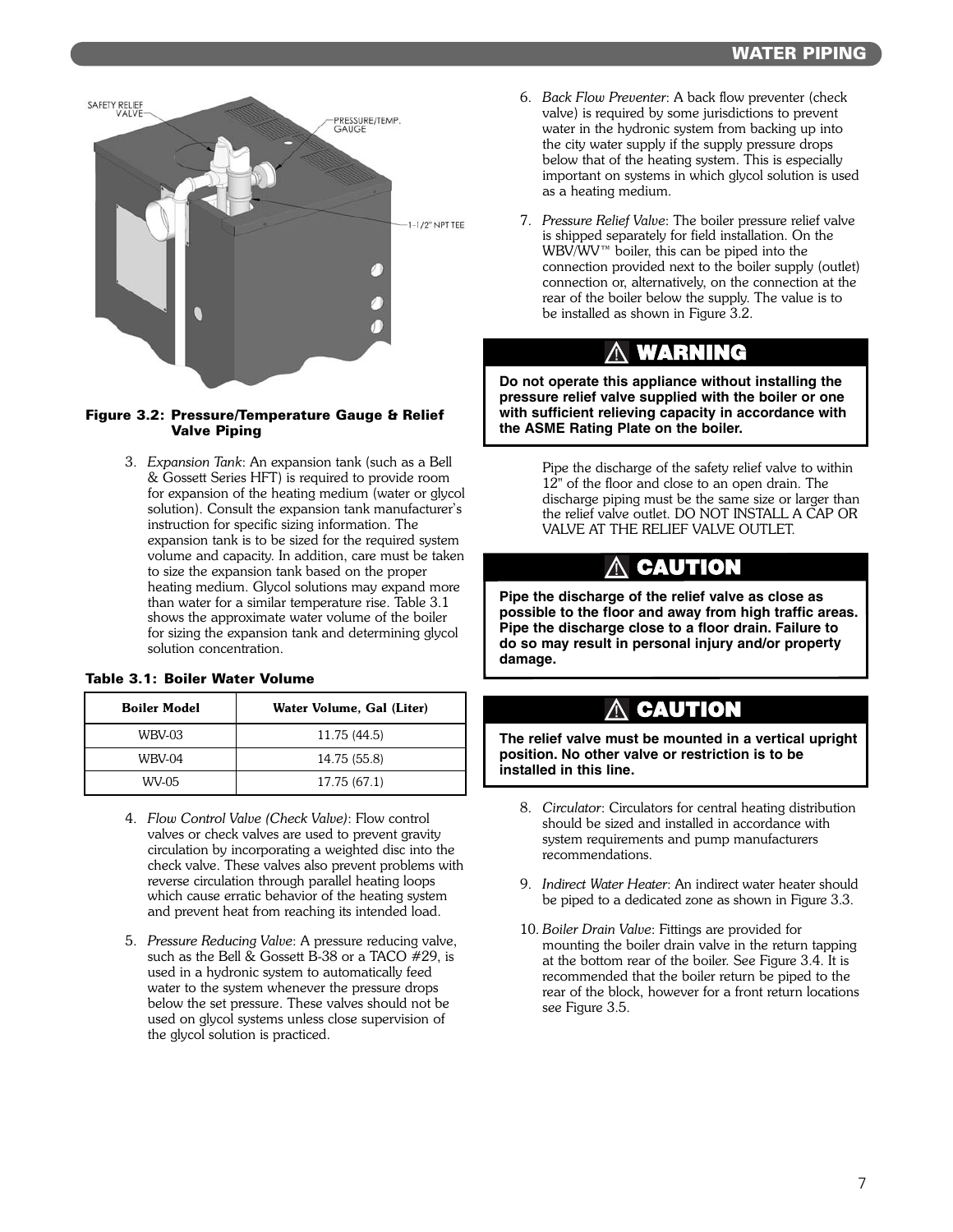**Figure 3.2: Pressure/Temperature Gauge & Relief Valve Piping**

3. *Expansion Tank*: An expansion tank (such as a Bell & Gossett Series HFT) is required to provide room for expansion of the heating medium (water or glycol solution). Consult the expansion tank manufacturer's instruction for specific sizing information. The expansion tank is to be sized for the required system volume and capacity. In addition, care must be taken to size the expansion tank based on the proper heating medium. Glycol solutions may expand more than water for a similar temperature rise. Table 3.1 shows the approximate water volume of the boiler for sizing the expansion tank and determining glycol solution concentration.

**Table 3.1: Boiler Water Volume**

| Boiler Model | Water Volume, Gal (Liter) |
|---|---|
| WBV-03 | 11.75 (44.5) |
| WBV-04 | 14.75 (55.8) |
| WV-05 | 17.75 (67.1) |

4. *Flow Control Valve (Check Valve)*: Flow control valves or check valves are used to prevent gravity circulation by incorporating a weighted disc into the check valve. These valves also prevent problems with reverse circulation through parallel heating loops which cause erratic behavior of the heating system and prevent heat from reaching its intended load.

5. *Pressure Reducing Valve*: A pressure reducing valve, such as the Bell & Gossett B-38 or a TACO #29, is used in a hydronic system to automatically feed water to the system whenever the pressure drops below the set pressure. These valves should not be used on glycol systems unless close supervision of the glycol solution is practiced.

6. *Back Flow Preventer*: A back flow preventer (check valve) is required by some jurisdictions to prevent water in the hydronic system from backing up into the city water supply if the supply pressure drops below that of the heating system. This is especially important on systems in which glycol solution is used as a heating medium.

7. *Pressure Relief Valve*: The boiler pressure relief valve is shipped separately for field installation. On the WBV/WV™ boiler, this can be piped into the connection provided next to the boiler supply (outlet) connection or, alternatively, on the connection at the rear of the boiler below the supply. The value is to be installed as shown in Figure 3.2.

**⚠ WARNING**

**Do not operate this appliance without installing the pressure relief valve supplied with the boiler or one with sufficient relieving capacity in accordance with the ASME Rating Plate on the boiler.**

Pipe the discharge of the safety relief valve to within 12" of the floor and close to an open drain. The discharge piping must be the same size or larger than the relief valve outlet. DO NOT INSTALL A CAP OR VALVE AT THE RELIEF VALVE OUTLET.

**⚠ CAUTION**

**Pipe the discharge of the relief valve as close as possible to the floor and away from high traffic areas. Pipe the discharge close to a floor drain. Failure to do so may result in personal injury and/or property damage.**

**⚠ CAUTION**

**The relief valve must be mounted in a vertical upright position. No other valve or restriction is to be installed in this line.**

8. *Circulator*: Circulators for central heating distribution should be sized and installed in accordance with system requirements and pump manufacturers recommendations.

9. *Indirect Water Heater*: An indirect water heater should be piped to a dedicated zone as shown in Figure 3.3.

10. *Boiler Drain Valve*: Fittings are provided for mounting the boiler drain valve in the return tapping at the bottom rear of the boiler. See Figure 3.4. It is recommended that the boiler return be piped to the rear of the block, however for a front return locations see Figure 3.5.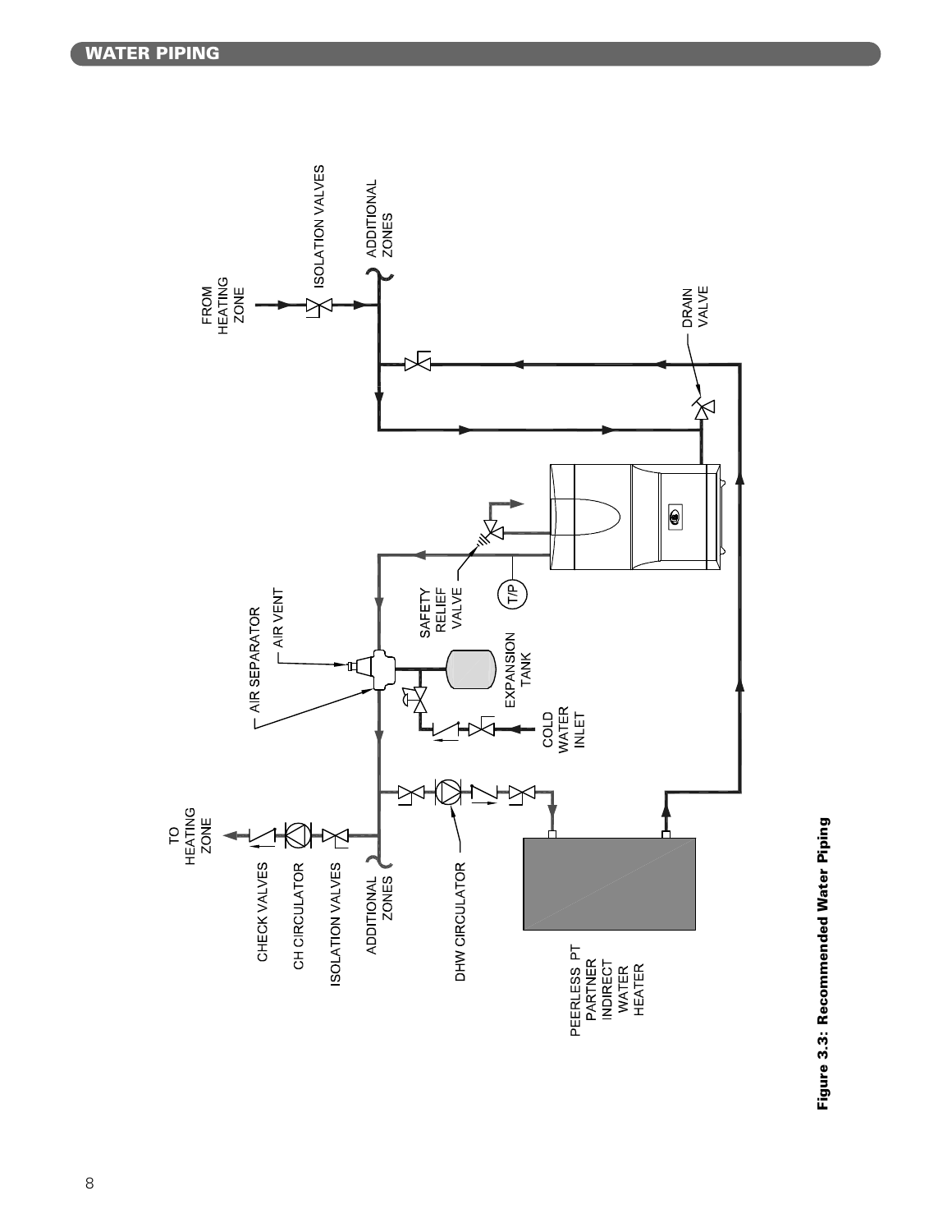## WATER PIPING

FROM HEATING ZONE

ISOLATION VALVES

ADDITIONAL ZONES

DRAIN VALVE

SAFETY RELIEF VALVE

T/P

AIR SEPARATOR

AIR VENT

EXPANSION TANK

COLD WATER INLET

TO HEATING ZONE

CHECK VALVES

CH CIRCULATOR

ISOLATION VALVES

ADDITIONAL ZONES

DHW CIRCULATOR

PEERLESS PT PARTNER INDIRECT WATER HEATER

**Figure 3.3: Recommended Water Piping**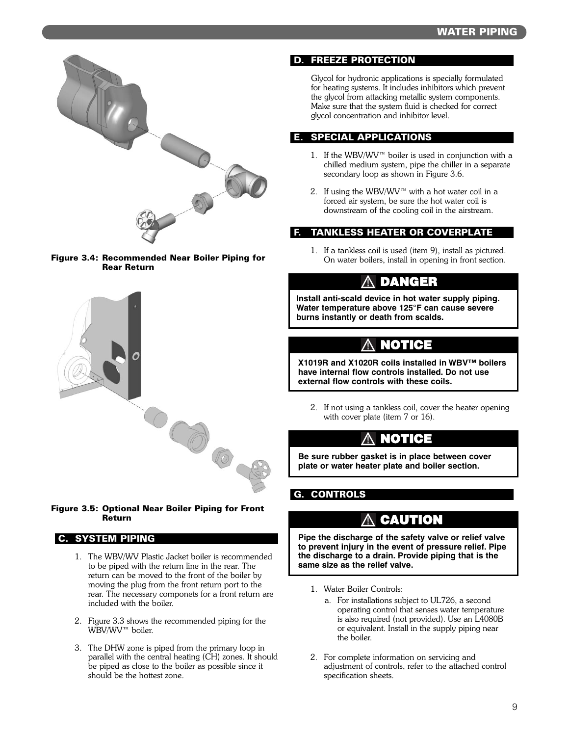Figure 3.4: Recommended Near Boiler Piping for Rear Return

Figure 3.5: Optional Near Boiler Piping for Front Return

## C. SYSTEM PIPING

1. The WBV/WV Plastic Jacket boiler is recommended to be piped with the return line in the rear. The return can be moved to the front of the boiler by moving the plug from the front return port to the rear. The necessary componets for a front return are included with the boiler.

2. Figure 3.3 shows the recommended piping for the WBV/WV™ boiler.

3. The DHW zone is piped from the primary loop in parallel with the central heating (CH) zones. It should be piped as close to the boiler as possible since it should be the hottest zone.

## D. FREEZE PROTECTION

Glycol for hydronic applications is specially formulated for heating systems. It includes inhibitors which prevent the glycol from attacking metallic system components. Make sure that the system fluid is checked for correct glycol concentration and inhibitor level.

## E. SPECIAL APPLICATIONS

1. If the WBV/WV™ boiler is used in conjunction with a chilled medium system, pipe the chiller in a separate secondary loop as shown in Figure 3.6.

2. If using the WBV/WV™ with a hot water coil in a forced air system, be sure the hot water coil is downstream of the cooling coil in the airstream.

## F. TANKLESS HEATER OR COVERPLATE

1. If a tankless coil is used (item 9), install as pictured. On water boilers, install in opening in front section.

> **⚠ DANGER**
>
> **Install anti-scald device in hot water supply piping. Water temperature above 125°F can cause severe burns instantly or death from scalds.**

> **⚠ NOTICE**
>
> **X1019R and X1020R coils installed in WBV™ boilers have internal flow controls installed. Do not use external flow controls with these coils.**

2. If not using a tankless coil, cover the heater opening with cover plate (item 7 or 16).

> **⚠ NOTICE**
>
> **Be sure rubber gasket is in place between cover plate or water heater plate and boiler section.**

## G. CONTROLS

> **⚠ CAUTION**
>
> **Pipe the discharge of the safety valve or relief valve to prevent injury in the event of pressure relief. Pipe the discharge to a drain. Provide piping that is the same size as the relief valve.**

1. Water Boiler Controls:
   a. For installations subject to UL726, a second operating control that senses water temperature is also required (not provided). Use an L4080B or equivalent. Install in the supply piping near the boiler.

2. For complete information on servicing and adjustment of controls, refer to the attached control specification sheets.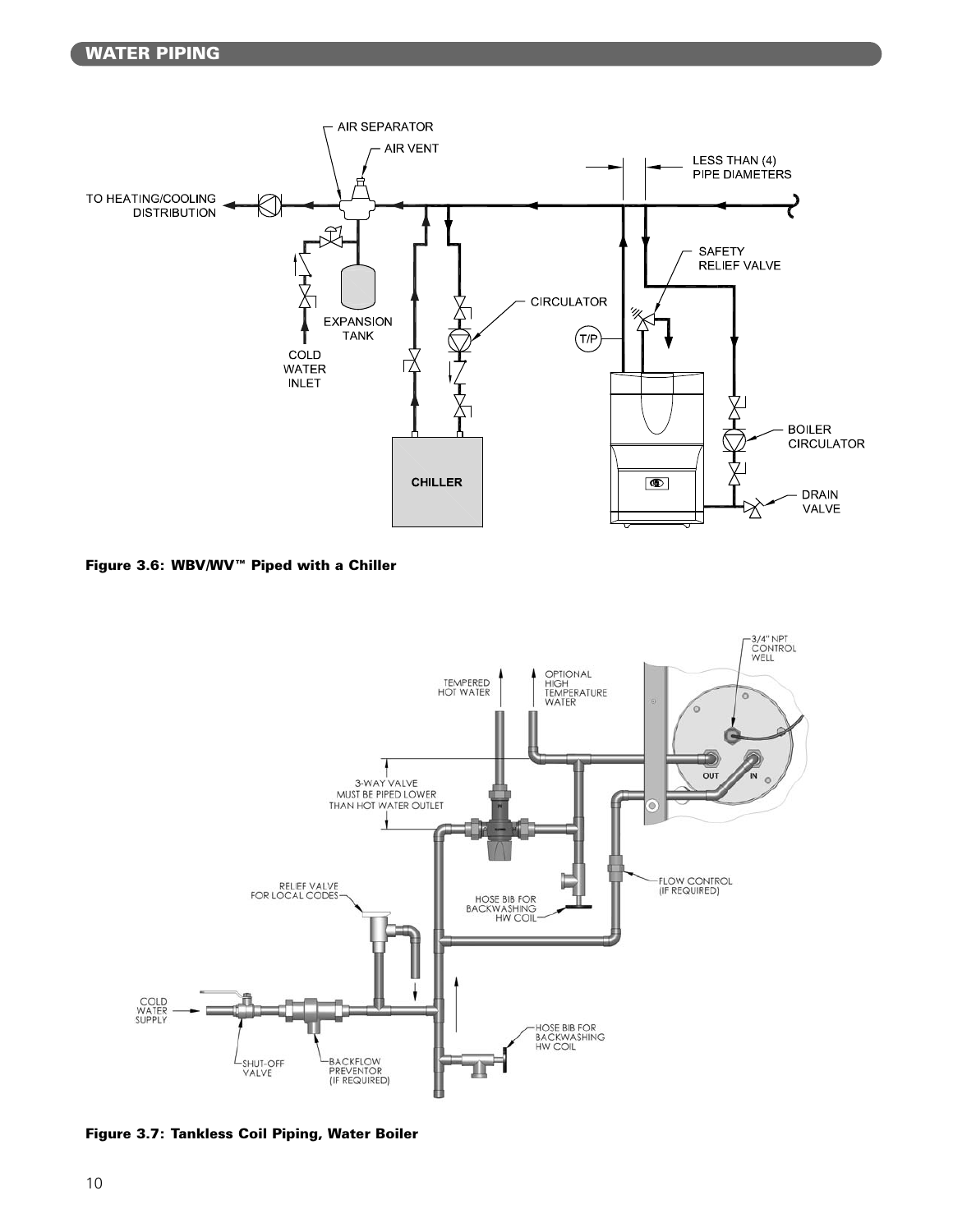## WATER PIPING

**Figure 3.6: WBV/WV™ Piped with a Chiller**

**Figure 3.7: Tankless Coil Piping, Water Boiler**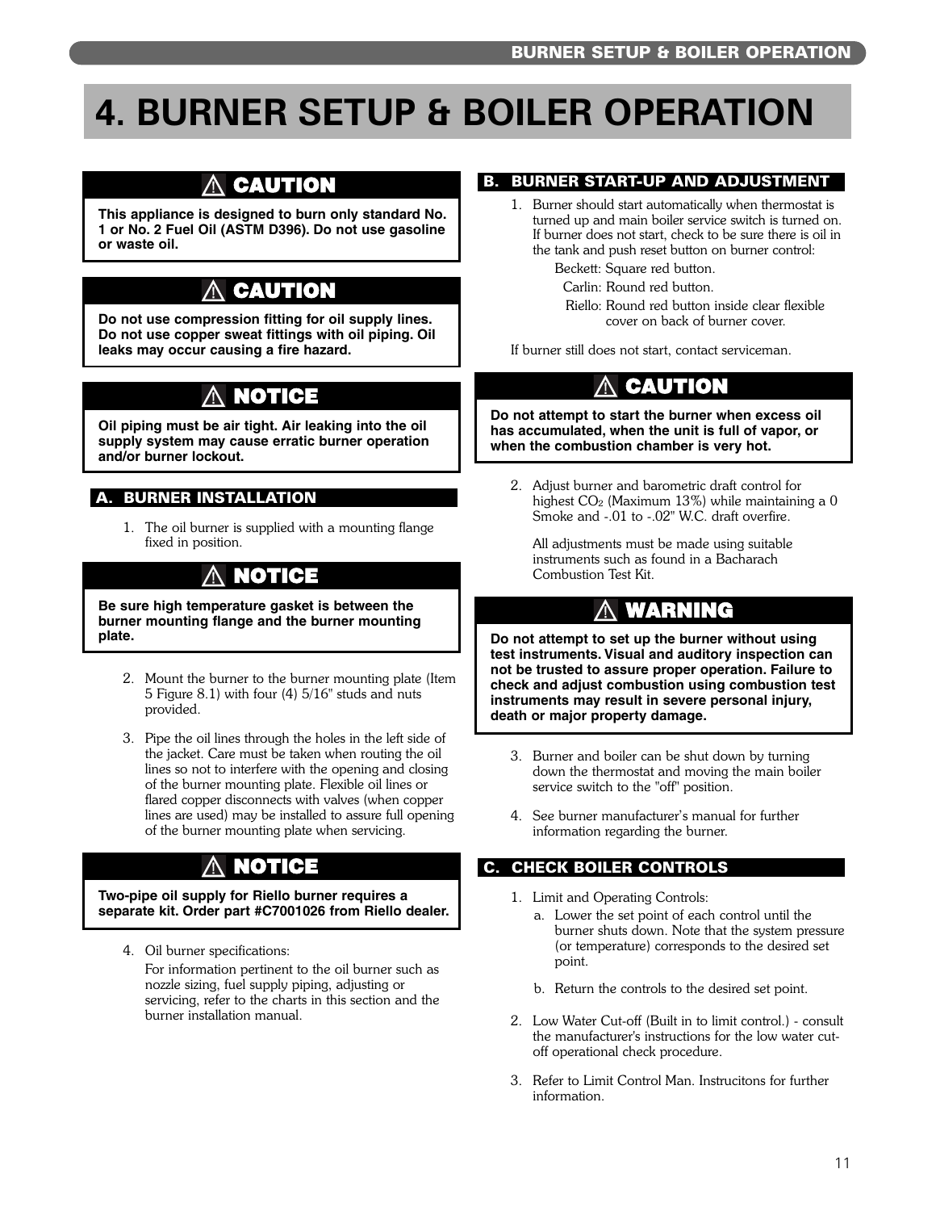# 4. BURNER SETUP & BOILER OPERATION

**⚠ CAUTION**

**This appliance is designed to burn only standard No. 1 or No. 2 Fuel Oil (ASTM D396). Do not use gasoline or waste oil.**

**⚠ CAUTION**

**Do not use compression fitting for oil supply lines. Do not use copper sweat fittings with oil piping. Oil leaks may occur causing a fire hazard.**

**⚠ NOTICE**

**Oil piping must be air tight. Air leaking into the oil supply system may cause erratic burner operation and/or burner lockout.**

## A. BURNER INSTALLATION

1. The oil burner is supplied with a mounting flange fixed in position.

**⚠ NOTICE**

**Be sure high temperature gasket is between the burner mounting flange and the burner mounting plate.**

2. Mount the burner to the burner mounting plate (Item 5 Figure 8.1) with four (4) 5/16" studs and nuts provided.
3. Pipe the oil lines through the holes in the left side of the jacket. Care must be taken when routing the oil lines so not to interfere with the opening and closing of the burner mounting plate. Flexible oil lines or flared copper disconnects with valves (when copper lines are used) may be installed to assure full opening of the burner mounting plate when servicing.

**⚠ NOTICE**

**Two-pipe oil supply for Riello burner requires a separate kit. Order part #C7001026 from Riello dealer.**

4. Oil burner specifications:

   For information pertinent to the oil burner such as nozzle sizing, fuel supply piping, adjusting or servicing, refer to the charts in this section and the burner installation manual.

## B. BURNER START-UP AND ADJUSTMENT

1. Burner should start automatically when thermostat is turned up and main boiler service switch is turned on. If burner does not start, check to be sure there is oil in the tank and push reset button on burner control:

   Beckett: Square red button.
   Carlin: Round red button.
   Riello: Round red button inside clear flexible cover on back of burner cover.

If burner still does not start, contact serviceman.

**⚠ CAUTION**

**Do not attempt to start the burner when excess oil has accumulated, when the unit is full of vapor, or when the combustion chamber is very hot.**

2. Adjust burner and barometric draft control for highest $CO_2$ (Maximum 13%) while maintaining a 0 Smoke and -.01 to -.02" W.C. draft overfire.

   All adjustments must be made using suitable instruments such as found in a Bacharach Combustion Test Kit.

**⚠ WARNING**

**Do not attempt to set up the burner without using test instruments. Visual and auditory inspection can not be trusted to assure proper operation. Failure to check and adjust combustion using combustion test instruments may result in severe personal injury, death or major property damage.**

3. Burner and boiler can be shut down by turning down the thermostat and moving the main boiler service switch to the "off" position.
4. See burner manufacturer's manual for further information regarding the burner.

## C. CHECK BOILER CONTROLS

1. Limit and Operating Controls:
   a. Lower the set point of each control until the burner shuts down. Note that the system pressure (or temperature) corresponds to the desired set point.
   b. Return the controls to the desired set point.
2. Low Water Cut-off (Built in to limit control.) - consult the manufacturer's instructions for the low water cut-off operational check procedure.
3. Refer to Limit Control Man. Instrucitons for further information.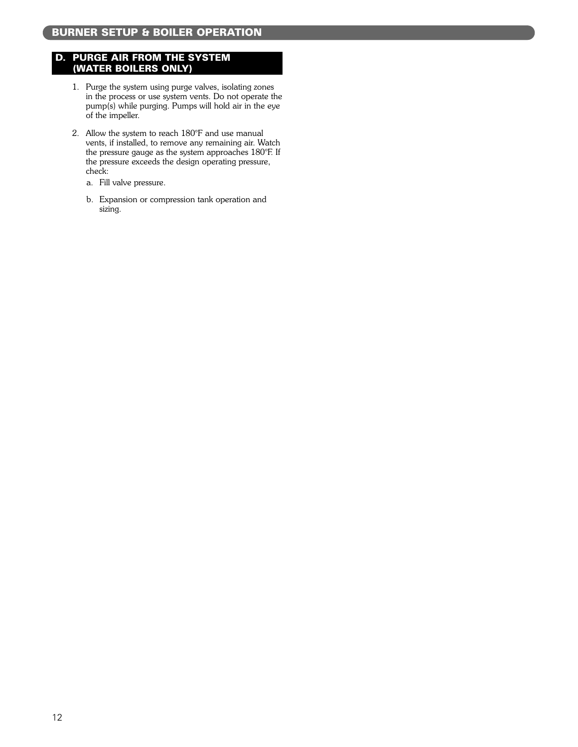## BURNER SETUP & BOILER OPERATION

### D. PURGE AIR FROM THE SYSTEM (WATER BOILERS ONLY)

1. Purge the system using purge valves, isolating zones in the process or use system vents. Do not operate the pump(s) while purging. Pumps will hold air in the eye of the impeller.

2. Allow the system to reach 180°F and use manual vents, if installed, to remove any remaining air. Watch the pressure gauge as the system approaches 180°F. If the pressure exceeds the design operating pressure, check:

   a. Fill valve pressure.

   b. Expansion or compression tank operation and sizing.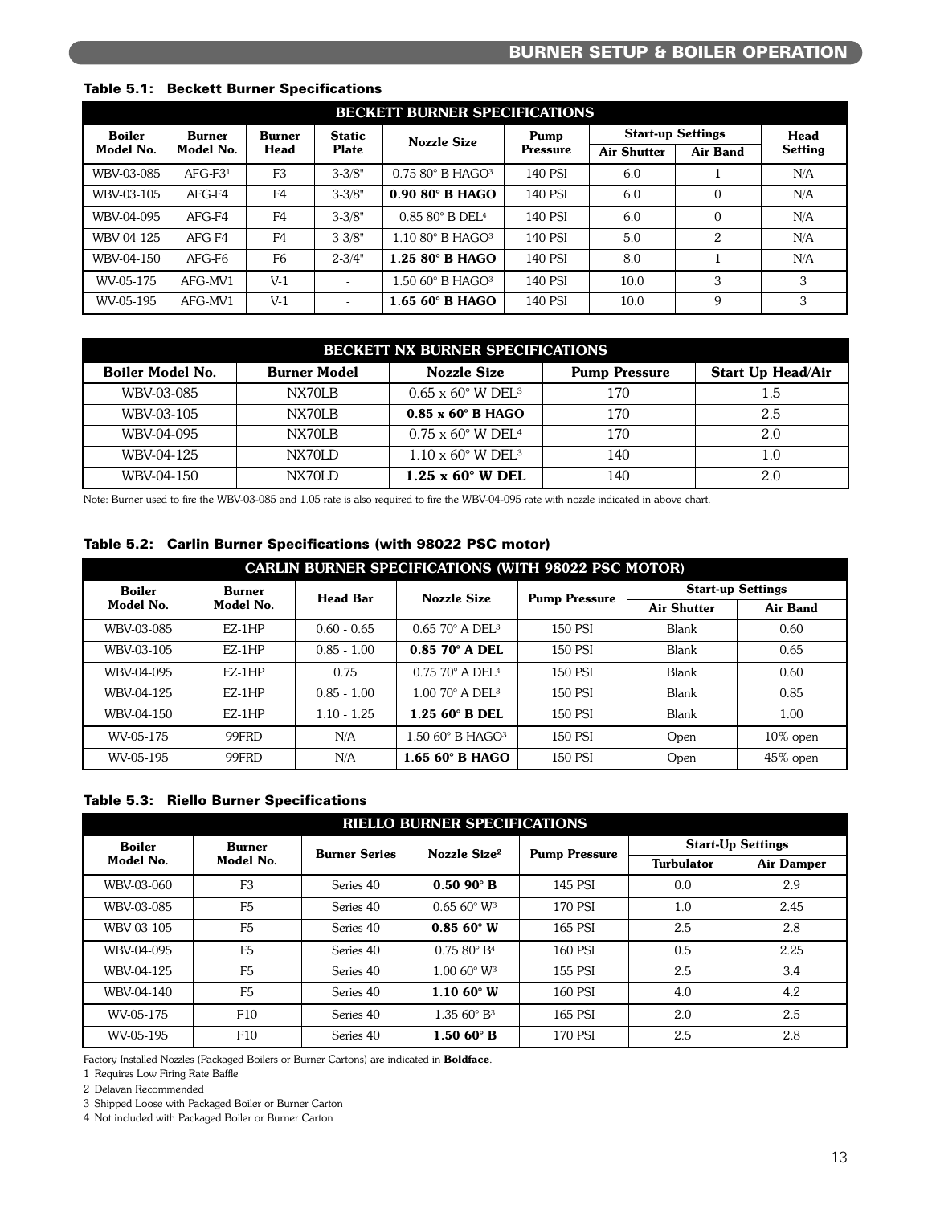**Table 5.1: Beckett Burner Specifications**

| BECKETT BURNER SPECIFICATIONS | | | | | | | | |
|---|---|---|---|---|---|---|---|---|
| Boiler Model No. | Burner Model No. | Burner Head | Static Plate | Nozzle Size | Pump Pressure | Start-up Settings | | Head Setting |
| | | | | | | Air Shutter | Air Band | |
| WBV-03-085 | AFG-F3[1] | F3 | 3-3/8" | 0.75 80° B HAGO[3] | 140 PSI | 6.0 | 1 | N/A |
| WBV-03-105 | AFG-F4 | F4 | 3-3/8" | **0.90 80° B HAGO** | 140 PSI | 6.0 | 0 | N/A |
| WBV-04-095 | AFG-F4 | F4 | 3-3/8" | 0.85 80° B DEL[4] | 140 PSI | 6.0 | 0 | N/A |
| WBV-04-125 | AFG-F4 | F4 | 3-3/8" | 1.10 80° B HAGO[3] | 140 PSI | 5.0 | 2 | N/A |
| WBV-04-150 | AFG-F6 | F6 | 2-3/4" | **1.25 80° B HAGO** | 140 PSI | 8.0 | 1 | N/A |
| WV-05-175 | AFG-MV1 | V-1 | - | 1.50 60° B HAGO[3] | 140 PSI | 10.0 | 3 | 3 |
| WV-05-195 | AFG-MV1 | V-1 | - | **1.65 60° B HAGO** | 140 PSI | 10.0 | 9 | 3 |

| BECKETT NX BURNER SPECIFICATIONS | | | | |
|---|---|---|---|---|
| Boiler Model No. | Burner Model | Nozzle Size | Pump Pressure | Start Up Head/Air |
| WBV-03-085 | NX70LB | 0.65 x 60° W DEL[3] | 170 | 1.5 |
| WBV-03-105 | NX70LB | **0.85 x 60° B HAGO** | 170 | 2.5 |
| WBV-04-095 | NX70LB | 0.75 x 60° W DEL[4] | 170 | 2.0 |
| WBV-04-125 | NX70LD | 1.10 x 60° W DEL[3] | 140 | 1.0 |
| WBV-04-150 | NX70LD | **1.25 x 60° W DEL** | 140 | 2.0 |

Note: Burner used to fire the WBV-03-085 and 1.05 rate is also required to fire the WBV-04-095 rate with nozzle indicated in above chart.

**Table 5.2: Carlin Burner Specifications (with 98022 PSC motor)**

| CARLIN BURNER SPECIFICATIONS (WITH 98022 PSC MOTOR) | | | | | | |
|---|---|---|---|---|---|---|
| Boiler Model No. | Burner Model No. | Head Bar | Nozzle Size | Pump Pressure | Start-up Settings | |
| | | | | | Air Shutter | Air Band |
| WBV-03-085 | EZ-1HP | 0.60 - 0.65 | 0.65 70° A DEL[3] | 150 PSI | Blank | 0.60 |
| WBV-03-105 | EZ-1HP | 0.85 - 1.00 | **0.85 70° A DEL** | 150 PSI | Blank | 0.65 |
| WBV-04-095 | EZ-1HP | 0.75 | 0.75 70° A DEL[4] | 150 PSI | Blank | 0.60 |
| WBV-04-125 | EZ-1HP | 0.85 - 1.00 | 1.00 70° A DEL[3] | 150 PSI | Blank | 0.85 |
| WBV-04-150 | EZ-1HP | 1.10 - 1.25 | **1.25 60° B DEL** | 150 PSI | Blank | 1.00 |
| WV-05-175 | 99FRD | N/A | 1.50 60° B HAGO[3] | 150 PSI | Open | 10% open |
| WV-05-195 | 99FRD | N/A | **1.65 60° B HAGO** | 150 PSI | Open | 45% open |

**Table 5.3: Riello Burner Specifications**

| RIELLO BURNER SPECIFICATIONS | | | | | | |
|---|---|---|---|---|---|---|
| Boiler Model No. | Burner Model No. | Burner Series | Nozzle Size[2] | Pump Pressure | Start-Up Settings | |
| | | | | | Turbulator | Air Damper |
| WBV-03-060 | F3 | Series 40 | **0.50 90° B** | 145 PSI | 0.0 | 2.9 |
| WBV-03-085 | F5 | Series 40 | 0.65 60° W[3] | 170 PSI | 1.0 | 2.45 |
| WBV-03-105 | F5 | Series 40 | **0.85 60° W** | 165 PSI | 2.5 | 2.8 |
| WBV-04-095 | F5 | Series 40 | 0.75 80° B[4] | 160 PSI | 0.5 | 2.25 |
| WBV-04-125 | F5 | Series 40 | 1.00 60° W[3] | 155 PSI | 2.5 | 3.4 |
| WBV-04-140 | F5 | Series 40 | **1.10 60° W** | 160 PSI | 4.0 | 4.2 |
| WV-05-175 | F10 | Series 40 | 1.35 60° B[3] | 165 PSI | 2.0 | 2.5 |
| WV-05-195 | F10 | Series 40 | **1.50 60° B** | 170 PSI | 2.5 | 2.8 |

Factory Installed Nozzles (Packaged Boilers or Burner Cartons) are indicated in **Boldface**.

1 Requires Low Firing Rate Baffle

2 Delavan Recommended

3 Shipped Loose with Packaged Boiler or Burner Carton

4 Not included with Packaged Boiler or Burner Carton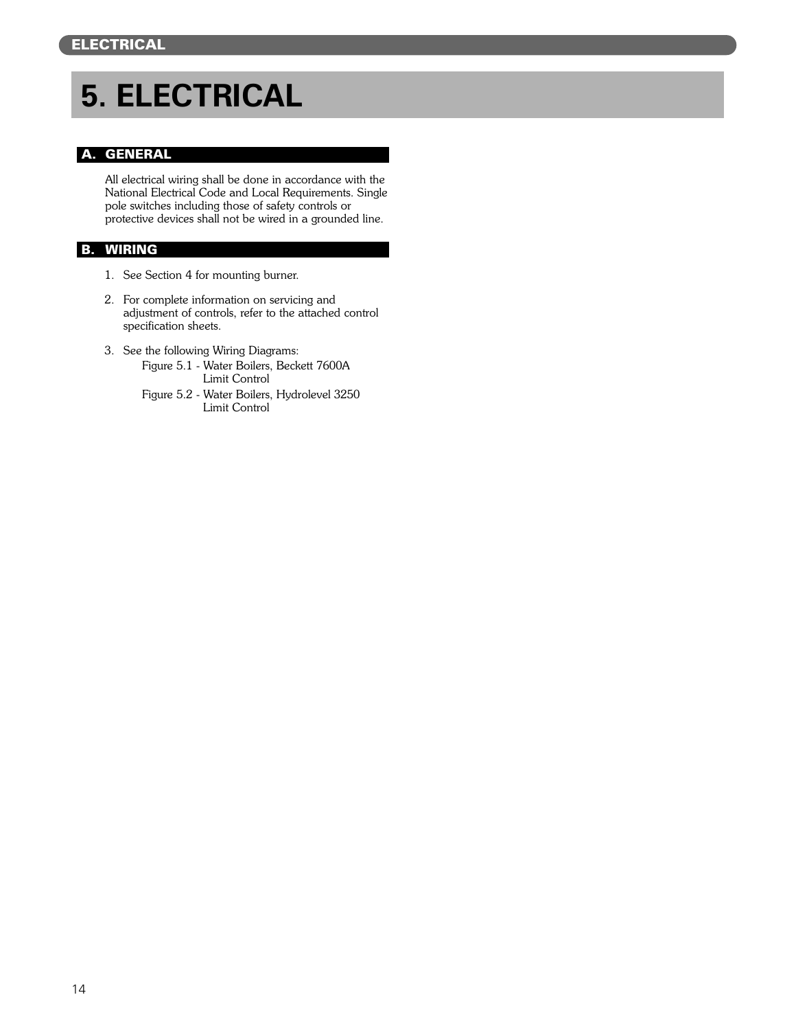# 5. ELECTRICAL

## A. GENERAL

All electrical wiring shall be done in accordance with the National Electrical Code and Local Requirements. Single pole switches including those of safety controls or protective devices shall not be wired in a grounded line.

## B. WIRING

1. See Section 4 for mounting burner.
2. For complete information on servicing and adjustment of controls, refer to the attached control specification sheets.
3. See the following Wiring Diagrams:
   - Figure 5.1 - Water Boilers, Beckett 7600A Limit Control
   - Figure 5.2 - Water Boilers, Hydrolevel 3250 Limit Control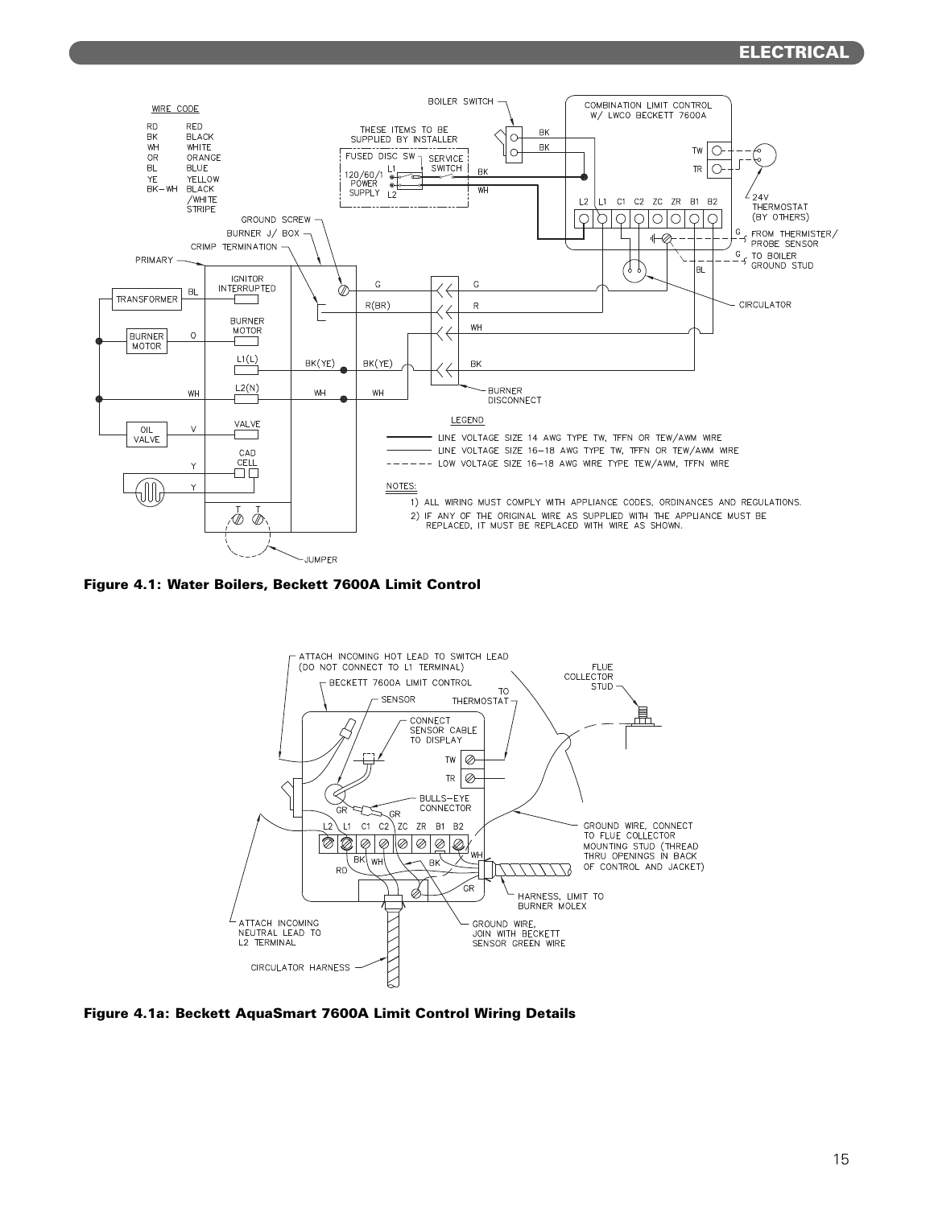LEGEND

- ——— LINE VOLTAGE SIZE 14 AWG TYPE TW, TFFN OR TEW/AWM WIRE
- ——— LINE VOLTAGE SIZE 16–18 AWG TYPE TW, TFFN OR TEW/AWM WIRE
- - - - - LOW VOLTAGE SIZE 16–18 AWG WIRE TYPE TEW/AWM, TFFN WIRE

NOTES:

1) ALL WIRING MUST COMPLY WITH APPLIANCE CODES, ORDINANCES AND REGULATIONS.
2) IF ANY OF THE ORIGINAL WIRE AS SUPPLIED WITH THE APPLIANCE MUST BE REPLACED, IT MUST BE REPLACED WITH WIRE AS SHOWN.

**Figure 4.1: Water Boilers, Beckett 7600A Limit Control**

**Figure 4.1a: Beckett AquaSmart 7600A Limit Control Wiring Details**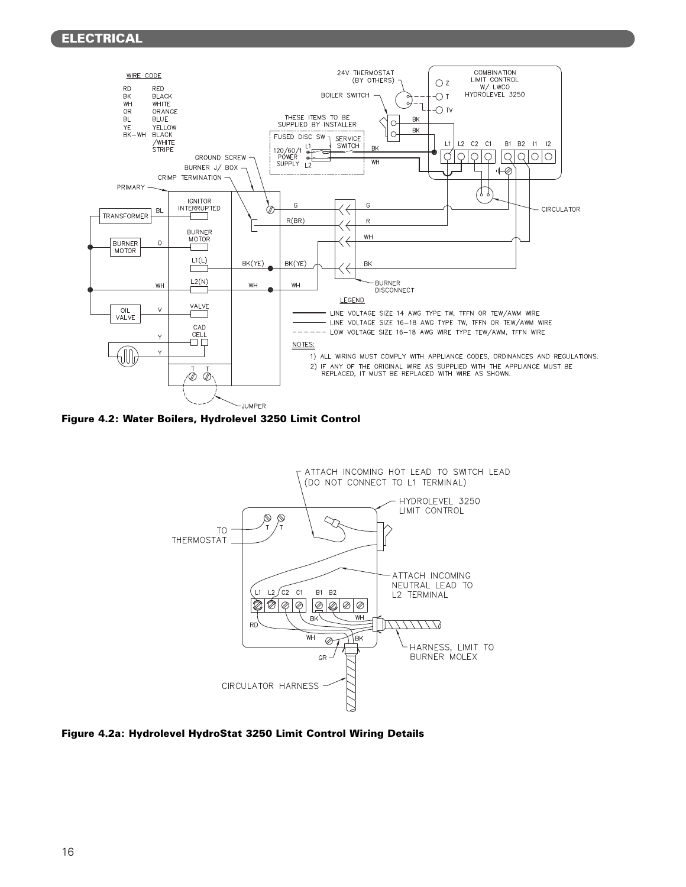## ELECTRICAL

Figure 4.2: Water Boilers, Hydrolevel 3250 Limit Control

Figure 4.2a: Hydrolevel HydroStat 3250 Limit Control Wiring Details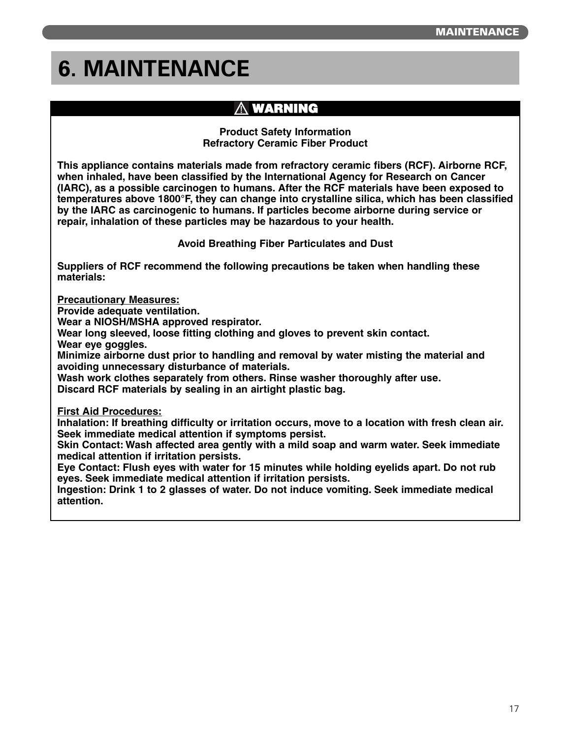# 6. MAINTENANCE

**⚠ WARNING**

**Product Safety Information**
**Refractory Ceramic Fiber Product**

**This appliance contains materials made from refractory ceramic fibers (RCF). Airborne RCF, when inhaled, have been classified by the International Agency for Research on Cancer (IARC), as a possible carcinogen to humans. After the RCF materials have been exposed to temperatures above 1800°F, they can change into crystalline silica, which has been classified by the IARC as carcinogenic to humans. If particles become airborne during service or repair, inhalation of these particles may be hazardous to your health.**

**Avoid Breathing Fiber Particulates and Dust**

**Suppliers of RCF recommend the following precautions be taken when handling these materials:**

**<u>Precautionary Measures:</u>**
**Provide adequate ventilation.**
**Wear a NIOSH/MSHA approved respirator.**
**Wear long sleeved, loose fitting clothing and gloves to prevent skin contact.**
**Wear eye goggles.**
**Minimize airborne dust prior to handling and removal by water misting the material and avoiding unnecessary disturbance of materials.**
**Wash work clothes separately from others. Rinse washer thoroughly after use.**
**Discard RCF materials by sealing in an airtight plastic bag.**

**<u>First Aid Procedures:</u>**
**Inhalation: If breathing difficulty or irritation occurs, move to a location with fresh clean air. Seek immediate medical attention if symptoms persist.**
**Skin Contact: Wash affected area gently with a mild soap and warm water. Seek immediate medical attention if irritation persists.**
**Eye Contact: Flush eyes with water for 15 minutes while holding eyelids apart. Do not rub eyes. Seek immediate medical attention if irritation persists.**
**Ingestion: Drink 1 to 2 glasses of water. Do not induce vomiting. Seek immediate medical attention.**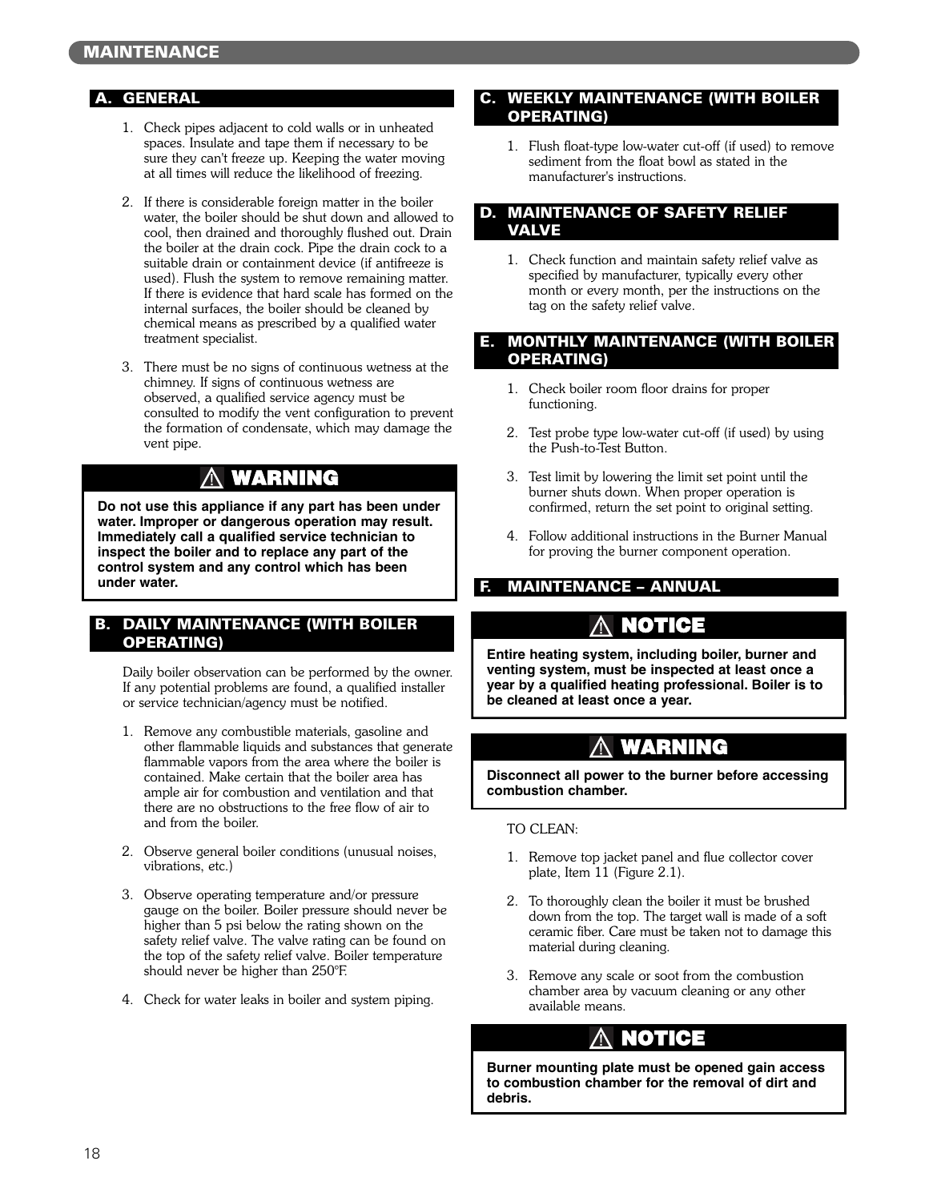# MAINTENANCE

## A. GENERAL

1. Check pipes adjacent to cold walls or in unheated spaces. Insulate and tape them if necessary to be sure they can't freeze up. Keeping the water moving at all times will reduce the likelihood of freezing.

2. If there is considerable foreign matter in the boiler water, the boiler should be shut down and allowed to cool, then drained and thoroughly flushed out. Drain the boiler at the drain cock. Pipe the drain cock to a suitable drain or containment device (if antifreeze is used). Flush the system to remove remaining matter. If there is evidence that hard scale has formed on the internal surfaces, the boiler should be cleaned by chemical means as prescribed by a qualified water treatment specialist.

3. There must be no signs of continuous wetness at the chimney. If signs of continuous wetness are observed, a qualified service agency must be consulted to modify the vent configuration to prevent the formation of condensate, which may damage the vent pipe.

> **⚠ WARNING**
>
> **Do not use this appliance if any part has been under water. Improper or dangerous operation may result. Immediately call a qualified service technician to inspect the boiler and to replace any part of the control system and any control which has been under water.**

## B. DAILY MAINTENANCE (WITH BOILER OPERATING)

Daily boiler observation can be performed by the owner. If any potential problems are found, a qualified installer or service technician/agency must be notified.

1. Remove any combustible materials, gasoline and other flammable liquids and substances that generate flammable vapors from the area where the boiler is contained. Make certain that the boiler area has ample air for combustion and ventilation and that there are no obstructions to the free flow of air to and from the boiler.

2. Observe general boiler conditions (unusual noises, vibrations, etc.)

3. Observe operating temperature and/or pressure gauge on the boiler. Boiler pressure should never be higher than 5 psi below the rating shown on the safety relief valve. The valve rating can be found on the top of the safety relief valve. Boiler temperature should never be higher than 250°F.

4. Check for water leaks in boiler and system piping.

## C. WEEKLY MAINTENANCE (WITH BOILER OPERATING)

1. Flush float-type low-water cut-off (if used) to remove sediment from the float bowl as stated in the manufacturer's instructions.

## D. MAINTENANCE OF SAFETY RELIEF VALVE

1. Check function and maintain safety relief valve as specified by manufacturer, typically every other month or every month, per the instructions on the tag on the safety relief valve.

## E. MONTHLY MAINTENANCE (WITH BOILER OPERATING)

1. Check boiler room floor drains for proper functioning.

2. Test probe type low-water cut-off (if used) by using the Push-to-Test Button.

3. Test limit by lowering the limit set point until the burner shuts down. When proper operation is confirmed, return the set point to original setting.

4. Follow additional instructions in the Burner Manual for proving the burner component operation.

## F. MAINTENANCE – ANNUAL

> **⚠ NOTICE**
>
> **Entire heating system, including boiler, burner and venting system, must be inspected at least once a year by a qualified heating professional. Boiler is to be cleaned at least once a year.**

> **⚠ WARNING**
>
> **Disconnect all power to the burner before accessing combustion chamber.**

TO CLEAN:

1. Remove top jacket panel and flue collector cover plate, Item 11 (Figure 2.1).

2. To thoroughly clean the boiler it must be brushed down from the top. The target wall is made of a soft ceramic fiber. Care must be taken not to damage this material during cleaning.

3. Remove any scale or soot from the combustion chamber area by vacuum cleaning or any other available means.

> **⚠ NOTICE**
>
> **Burner mounting plate must be opened gain access to combustion chamber for the removal of dirt and debris.**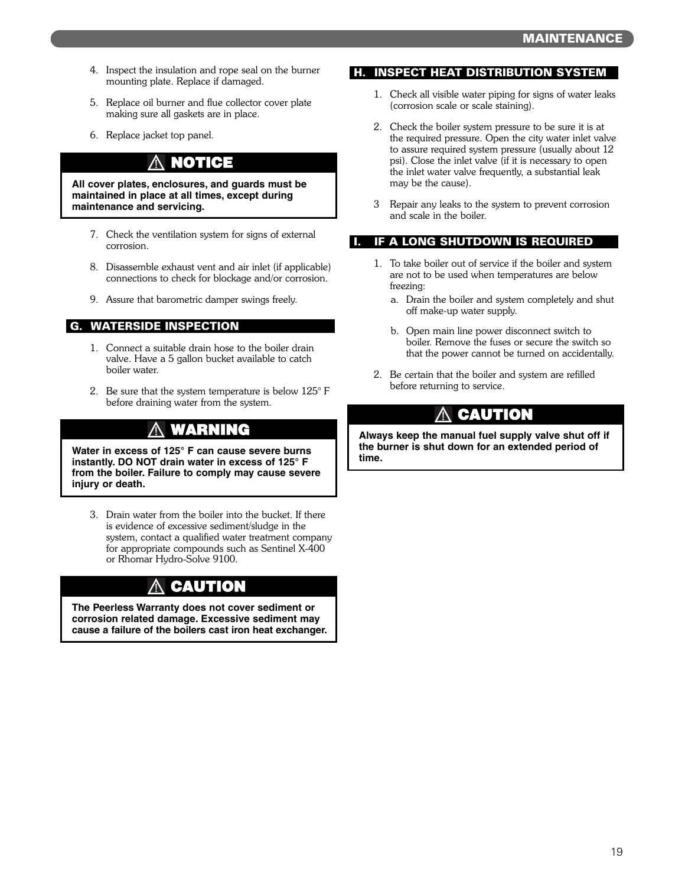4. Inspect the insulation and rope seal on the burner mounting plate. Replace if damaged.

5. Replace oil burner and flue collector cover plate making sure all gaskets are in place.

6. Replace jacket top panel.

> **⚠ NOTICE**
>
> **All cover plates, enclosures, and guards must be maintained in place at all times, except during maintenance and servicing.**

7. Check the ventilation system for signs of external corrosion.

8. Disassemble exhaust vent and air inlet (if applicable) connections to check for blockage and/or corrosion.

9. Assure that barometric damper swings freely.

## G. WATERSIDE INSPECTION

1. Connect a suitable drain hose to the boiler drain valve. Have a 5 gallon bucket available to catch boiler water.

2. Be sure that the system temperature is below 125° F before draining water from the system.

> **⚠ WARNING**
>
> **Water in excess of 125° F can cause severe burns instantly. DO NOT drain water in excess of 125° F from the boiler. Failure to comply may cause severe injury or death.**

3. Drain water from the boiler into the bucket. If there is evidence of excessive sediment/sludge in the system, contact a qualified water treatment company for appropriate compounds such as Sentinel X-400 or Rhomar Hydro-Solve 9100.

> **⚠ CAUTION**
>
> **The Peerless Warranty does not cover sediment or corrosion related damage. Excessive sediment may cause a failure of the boilers cast iron heat exchanger.**

## H. INSPECT HEAT DISTRIBUTION SYSTEM

1. Check all visible water piping for signs of water leaks (corrosion scale or scale staining).

2. Check the boiler system pressure to be sure it is at the required pressure. Open the city water inlet valve to assure required system pressure (usually about 12 psi). Close the inlet valve (if it is necessary to open the inlet water valve frequently, a substantial leak may be the cause).

3 Repair any leaks to the system to prevent corrosion and scale in the boiler.

## I. IF A LONG SHUTDOWN IS REQUIRED

1. To take boiler out of service if the boiler and system are not to be used when temperatures are below freezing:
   a. Drain the boiler and system completely and shut off make-up water supply.
   b. Open main line power disconnect switch to boiler. Remove the fuses or secure the switch so that the power cannot be turned on accidentally.

2. Be certain that the boiler and system are refilled before returning to service.

> **⚠ CAUTION**
>
> **Always keep the manual fuel supply valve shut off if the burner is shut down for an extended period of time.**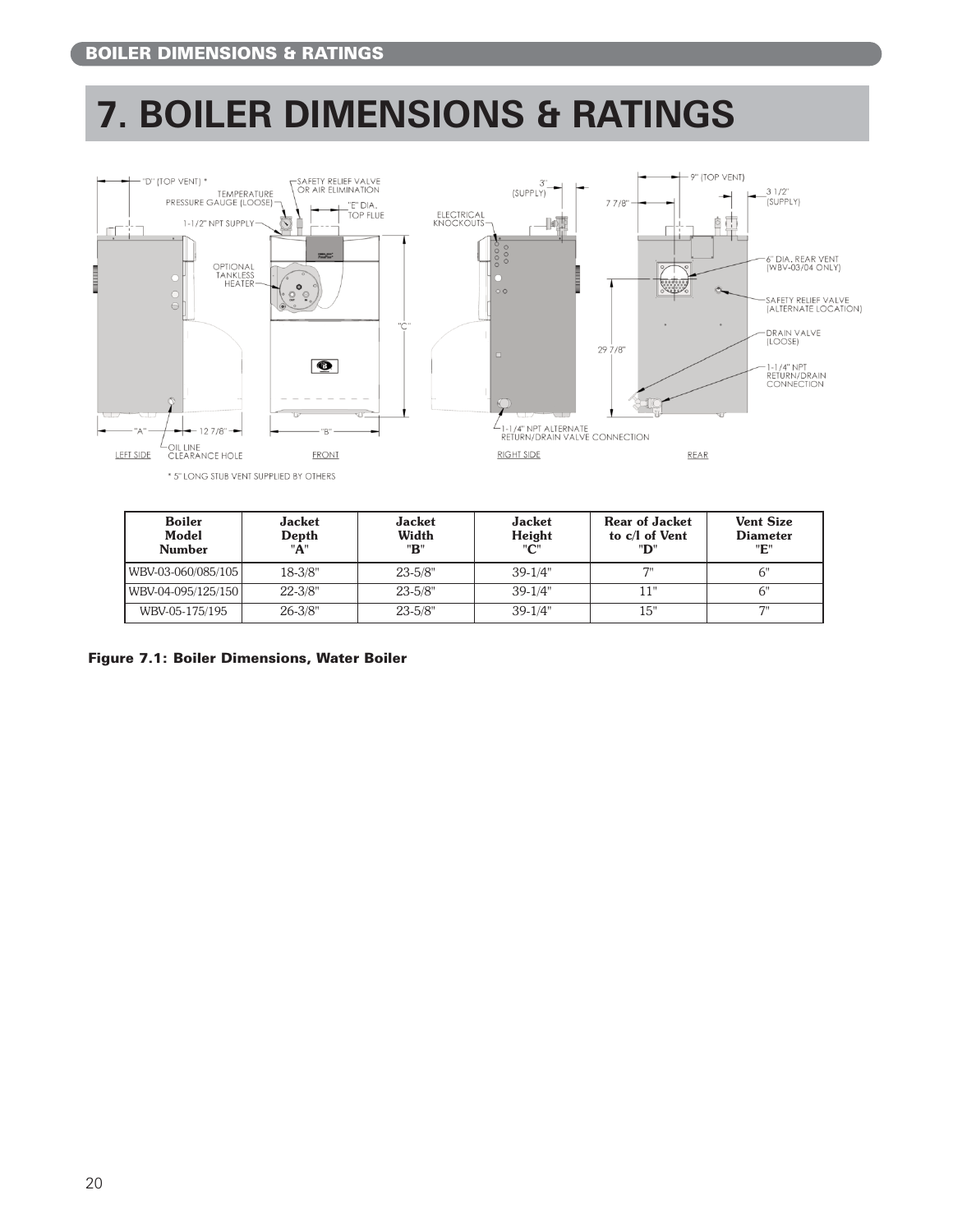# 7. BOILER DIMENSIONS & RATINGS

| Boiler Model Number | Jacket Depth "A" | Jacket Width "B" | Jacket Height "C" | Rear of Jacket to c/l of Vent "D" | Vent Size Diameter "E" |
|---|---|---|---|---|---|
| WBV-03-060/085/105 | 18-3/8" | 23-5/8" | 39-1/4" | 7" | 6" |
| WBV-04-095/125/150 | 22-3/8" | 23-5/8" | 39-1/4" | 11" | 6" |
| WBV-05-175/195 | 26-3/8" | 23-5/8" | 39-1/4" | 15" | 7" |

**Figure 7.1: Boiler Dimensions, Water Boiler**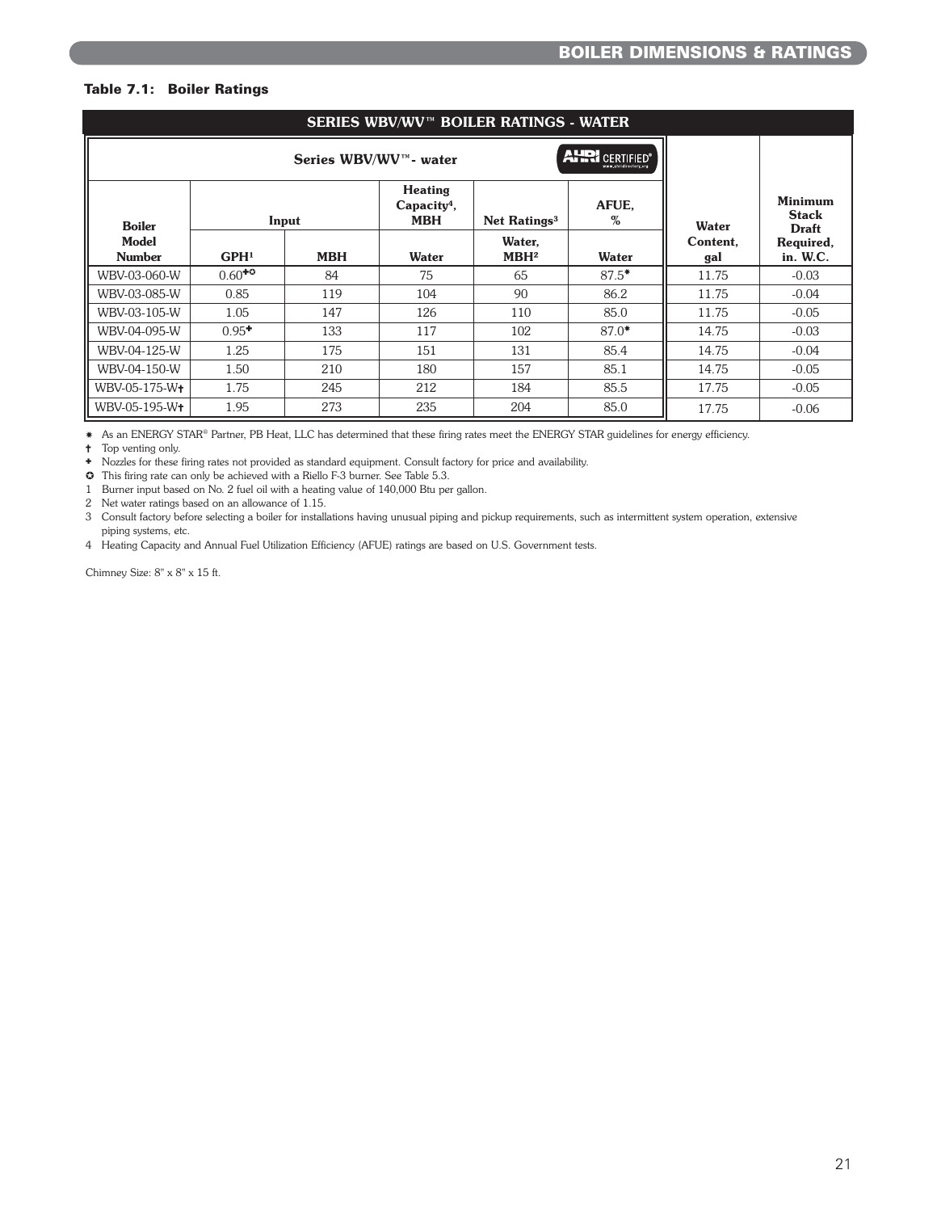## BOILER DIMENSIONS & RATINGS

**Table 7.1: Boiler Ratings**

| SERIES WBV/WV™ BOILER RATINGS - WATER | | | | | | | |
|---|---|---|---|---|---|---|---|
| **Series WBV/WV™- water** (AHRI CERTIFIED®) | | | | | | | |
| **Boiler Model Number** | **Input** | | **Heating Capacity[4], MBH** | **Net Ratings[3]** | **AFUE, %** | **Water Content, gal** | **Minimum Stack Draft Required, in. W.C.** |
| | **GPH[1]** | **MBH** | **Water** | **Water, MBH[2]** | **Water** | | |
| WBV-03-060-W | 0.60✚✪ | 84 | 75 | 65 | 87.5✷ | 11.75 | -0.03 |
| WBV-03-085-W | 0.85 | 119 | 104 | 90 | 86.2 | 11.75 | -0.04 |
| WBV-03-105-W | 1.05 | 147 | 126 | 110 | 85.0 | 11.75 | -0.05 |
| WBV-04-095-W | 0.95✚ | 133 | 117 | 102 | 87.0✷ | 14.75 | -0.03 |
| WBV-04-125-W | 1.25 | 175 | 151 | 131 | 85.4 | 14.75 | -0.04 |
| WBV-04-150-W | 1.50 | 210 | 180 | 157 | 85.1 | 14.75 | -0.05 |
| WBV-05-175-W† | 1.75 | 245 | 212 | 184 | 85.5 | 17.75 | -0.05 |
| WBV-05-195-W† | 1.95 | 273 | 235 | 204 | 85.0 | 17.75 | -0.06 |

✷ As an ENERGY STAR® Partner, PB Heat, LLC has determined that these firing rates meet the ENERGY STAR guidelines for energy efficiency.

† Top venting only.

✚ Nozzles for these firing rates not provided as standard equipment. Consult factory for price and availability.

✪ This firing rate can only be achieved with a Riello F-3 burner. See Table 5.3.

1 Burner input based on No. 2 fuel oil with a heating value of 140,000 Btu per gallon.

2 Net water ratings based on an allowance of 1.15.

3 Consult factory before selecting a boiler for installations having unusual piping and pickup requirements, such as intermittent system operation, extensive piping systems, etc.

4 Heating Capacity and Annual Fuel Utilization Efficiency (AFUE) ratings are based on U.S. Government tests.

Chimney Size: 8" x 8" x 15 ft.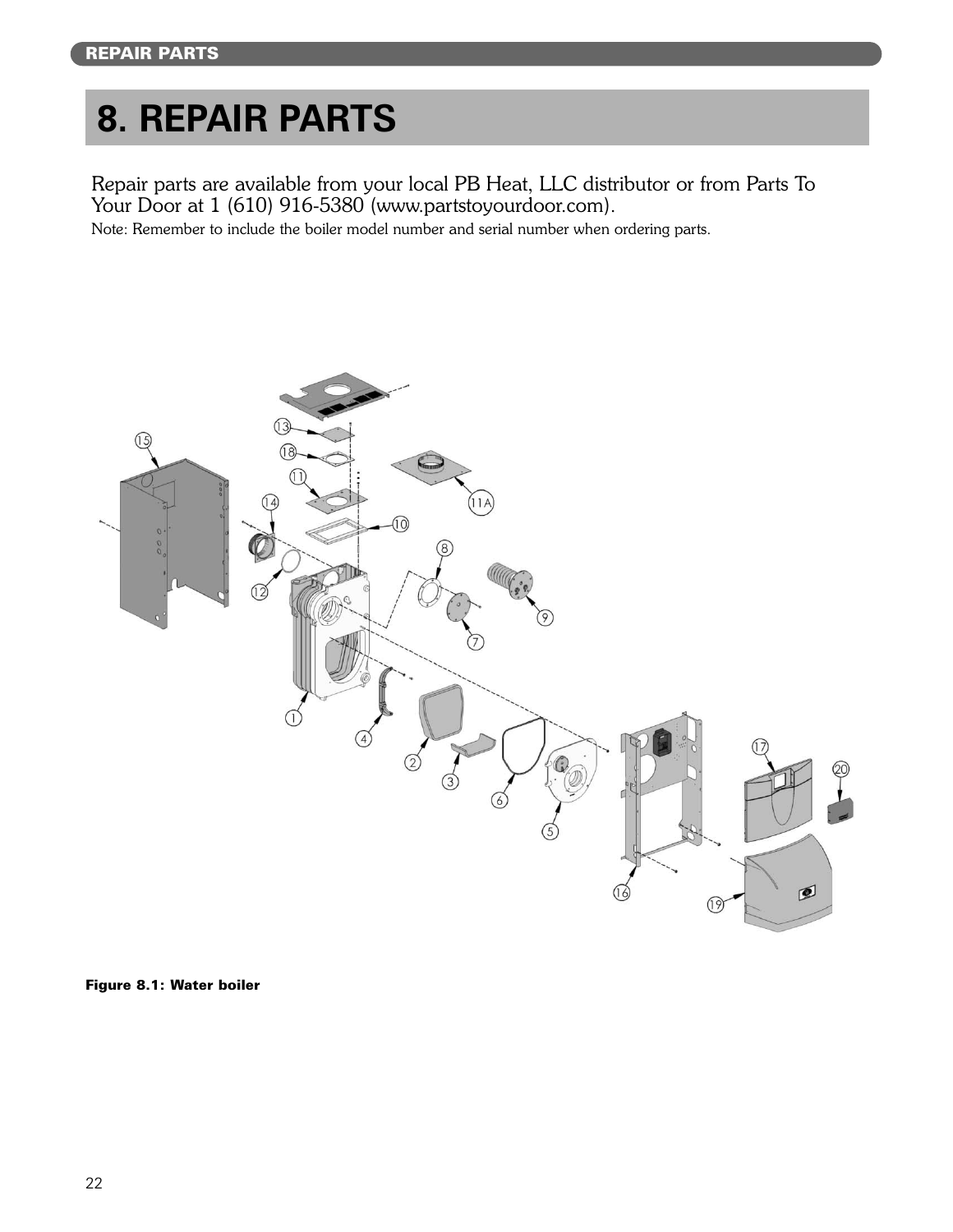# 8. REPAIR PARTS

Repair parts are available from your local PB Heat, LLC distributor or from Parts To Your Door at 1 (610) 916-5380 (www.partstoyourdoor.com).

Note: Remember to include the boiler model number and serial number when ordering parts.

**Figure 8.1: Water boiler**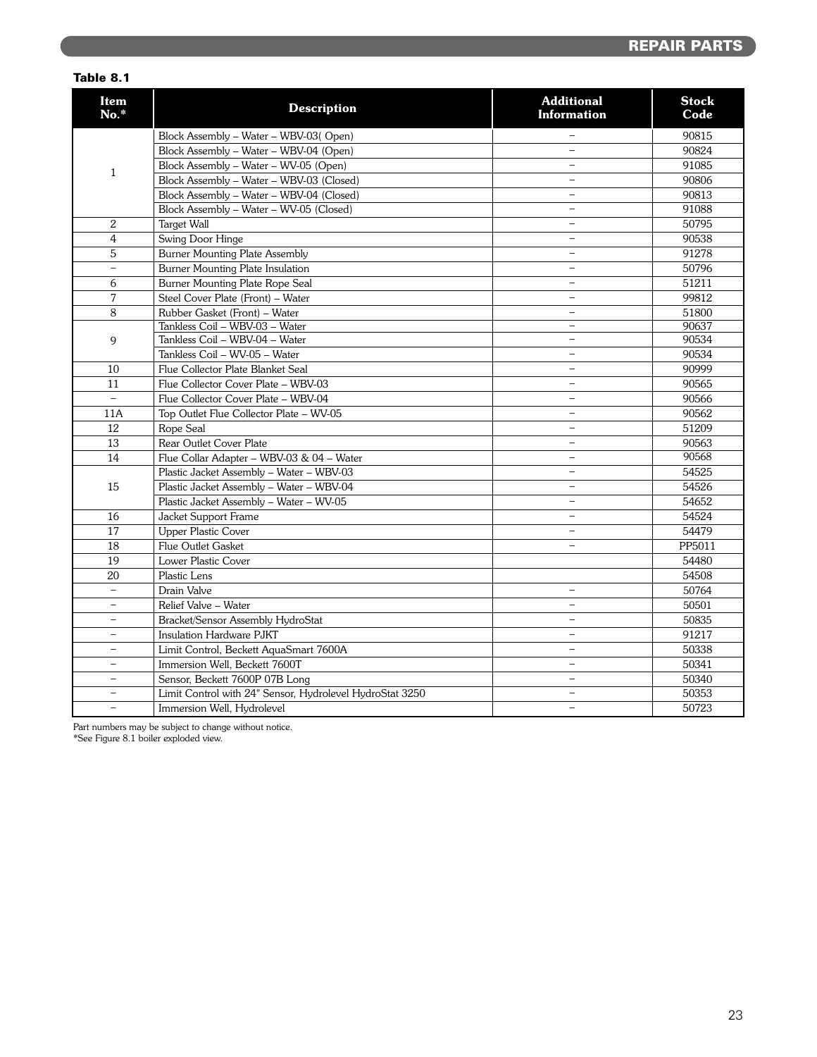## REPAIR PARTS

**Table 8.1**

| Item No.* | Description | Additional Information | Stock Code |
|---|---|---|---|
| 1 | Block Assembly – Water – WBV-03( Open) | – | 90815 |
| | Block Assembly – Water – WBV-04 (Open) | – | 90824 |
| | Block Assembly – Water – WV-05 (Open) | – | 91085 |
| | Block Assembly – Water – WBV-03 (Closed) | – | 90806 |
| | Block Assembly – Water – WBV-04 (Closed) | – | 90813 |
| | Block Assembly – Water – WV-05 (Closed) | – | 91088 |
| 2 | Target Wall | – | 50795 |
| 4 | Swing Door Hinge | – | 90538 |
| 5 | Burner Mounting Plate Assembly | – | 91278 |
| – | Burner Mounting Plate Insulation | – | 50796 |
| 6 | Burner Mounting Plate Rope Seal | – | 51211 |
| 7 | Steel Cover Plate (Front) – Water | – | 99812 |
| 8 | Rubber Gasket (Front) – Water | – | 51800 |
| 9 | Tankless Coil – WBV-03 – Water | – | 90637 |
| | Tankless Coil – WBV-04 – Water | – | 90534 |
| | Tankless Coil – WV-05 – Water | – | 90534 |
| 10 | Flue Collector Plate Blanket Seal | – | 90999 |
| 11 | Flue Collector Cover Plate – WBV-03 | – | 90565 |
| – | Flue Collector Cover Plate – WBV-04 | – | 90566 |
| 11A | Top Outlet Flue Collector Plate – WV-05 | – | 90562 |
| 12 | Rope Seal | – | 51209 |
| 13 | Rear Outlet Cover Plate | – | 90563 |
| 14 | Flue Collar Adapter – WBV-03 & 04 – Water | – | 90568 |
| 15 | Plastic Jacket Assembly – Water – WBV-03 | – | 54525 |
| | Plastic Jacket Assembly – Water – WBV-04 | – | 54526 |
| | Plastic Jacket Assembly – Water – WV-05 | – | 54652 |
| 16 | Jacket Support Frame | – | 54524 |
| 17 | Upper Plastic Cover | – | 54479 |
| 18 | Flue Outlet Gasket | – | PP5011 |
| 19 | Lower Plastic Cover | | 54480 |
| 20 | Plastic Lens | | 54508 |
| – | Drain Valve | – | 50764 |
| – | Relief Valve – Water | – | 50501 |
| – | Bracket/Sensor Assembly HydroStat | – | 50835 |
| – | Insulation Hardware PJKT | – | 91217 |
| – | Limit Control, Beckett AquaSmart 7600A | – | 50338 |
| – | Immersion Well, Beckett 7600T | – | 50341 |
| – | Sensor, Beckett 7600P 07B Long | – | 50340 |
| – | Limit Control with 24" Sensor, Hydrolevel HydroStat 3250 | – | 50353 |
| – | Immersion Well, Hydrolevel | – | 50723 |

Part numbers may be subject to change without notice.
*See Figure 8.1 boiler exploded view.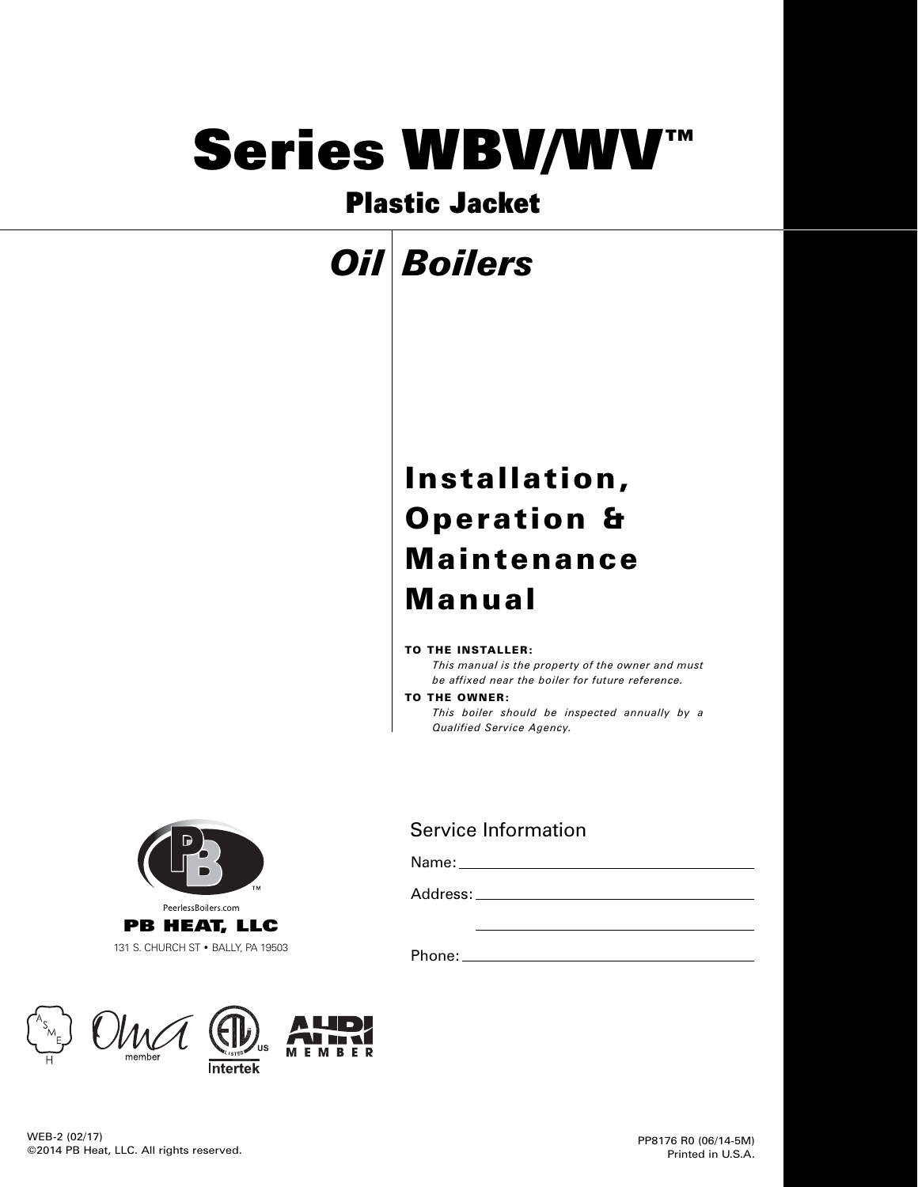# Series WBV/WV™

## Plastic Jacket

# Oil Boilers

## Installation, Operation & Maintenance Manual

**TO THE INSTALLER:**
*This manual is the property of the owner and must be affixed near the boiler for future reference.*

**TO THE OWNER:**
*This boiler should be inspected annually by a Qualified Service Agency.*

PeerlessBoilers.com

**PB HEAT, LLC**

131 S. CHURCH ST • BALLY, PA 19503

Service Information

Name: ______________________________

Address: ______________________________

______________________________

Phone: ______________________________

WEB-2 (02/17)
©2014 PB Heat, LLC. All rights reserved.

PP8176 R0 (06/14-5M)
Printed in U.S.A.